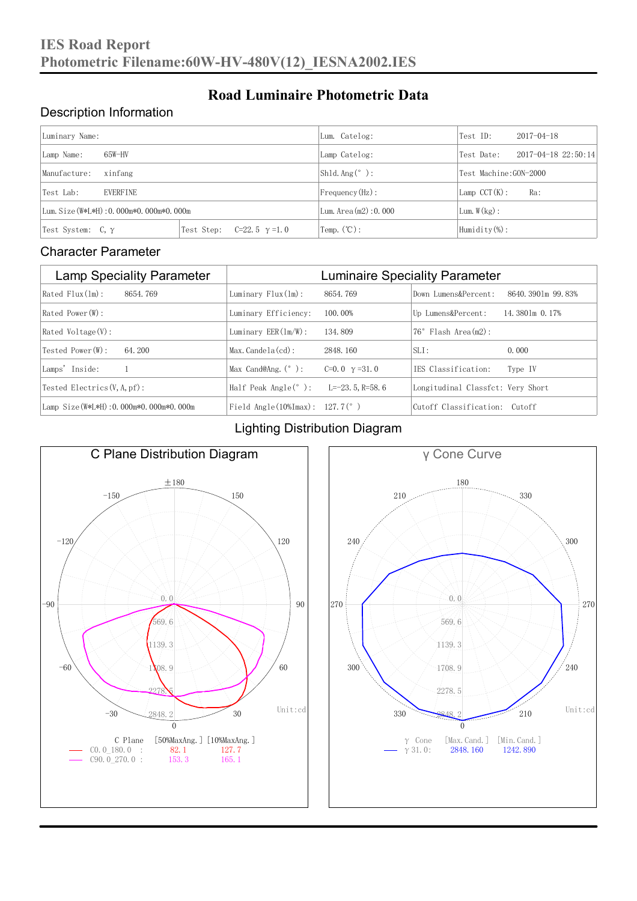# IES Road Report

**Photometric Filename:60W-HV-480V(12)_IESNA2002.IES**

## Road Luminaire Photometric Data

### Description Information

| Luminary Name: | | Lum. Catelog: | Test ID: 2017-04-18 |
|---|---|---|---|
| Lamp Name: 65W-HV | | Lamp Catelog: | Test Date: 2017-04-18 22:50:14 |
| Manufacture: xinfang | | Shld.Ang(°): | Test Machine:GON-2000 |
| Test Lab: EVERFINE | | Frequency(Hz): | Lamp CCT(K): Ra: |
| Lum.Size(W*L*H):0.000m*0.000m*0.000m | | Lum.Area(m2):0.000 | Lum.W(kg): |
| Test System: C, γ | Test Step: C=22.5 γ=1.0 | Temp.(℃): | Humidity(%): |

### Character Parameter

| Lamp Speciality Parameter | Luminaire Speciality Parameter | |
|---|---|---|
| Rated Flux(lm): 8654.769 | Luminary Flux(lm): 8654.769 | Down Lumens&Percent: 8640.3901m 99.83% |
| Rated Power(W): | Luminary Efficiency: 100.00% | Up Lumens&Percent: 14.3801m 0.17% |
| Rated Voltage(V): | Luminary EER(lm/W): 134.809 | 76° Flash Area(m2): |
| Tested Power(W): 64.200 | Max.Candela(cd): 2848.160 | SLI: 0.000 |
| Lamps' Inside: 1 | Max Cand@Ang.(°): C=0.0 γ=31.0 | IES Classification: Type IV |
| Tested Electrics(V,A,pf): | Half Peak Angle(°): L=-23.5, R=58.6 | Longitudinal Classfct: Very Short |
| Lamp Size(W*L*H):0.000m*0.000m*0.000m | Field Angle(10%Imax): 127.7(°) | Cutoff Classification: Cutoff |

### Lighting Distribution Diagram

**C Plane Distribution Diagram**

| C Plane | [50%MaxAng.] | [10%MaxAng.] |
|---|---|---|
| C0.0_180.0 | 82.1 | 127.7 |
| C90.0_270.0 | 153.3 | 165.1 |

Unit:cd

**γ Cone Curve**

| γ Cone | [Max.Cand.] | [Min.Cand.] |
|---|---|---|
| γ31.0: | 2848.160 | 1242.890 |

Unit:cd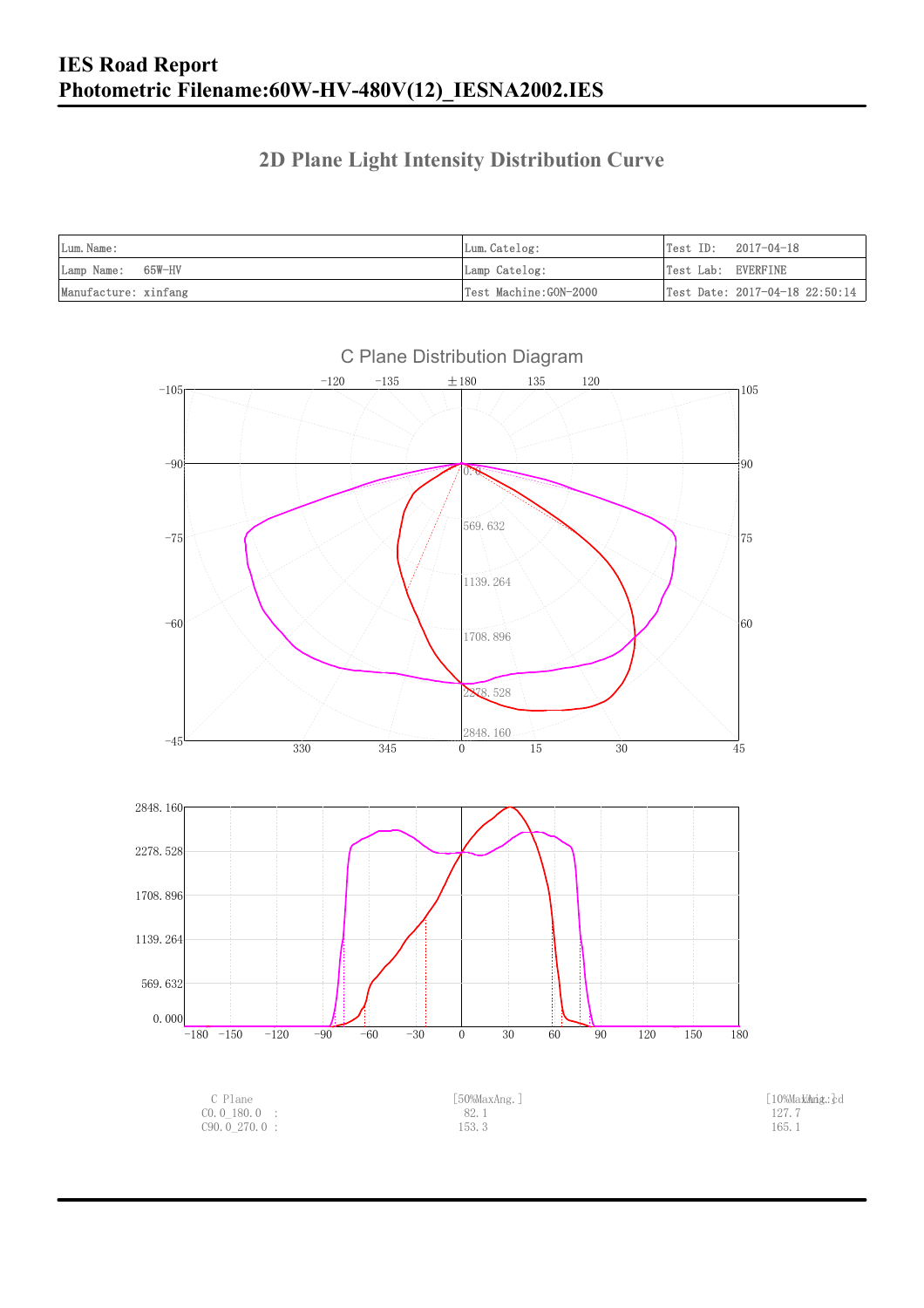# IES Road Report
# Photometric Filename:60W-HV-480V(12)_IESNA2002.IES

## 2D Plane Light Intensity Distribution Curve

| Lum.Name: | Lum.Catelog: | Test ID:    2017-04-18 |
|---|---|---|
| Lamp Name:    65W-HV | Lamp Catelog: | Test Lab:  EVERFINE |
| Manufacture: xinfang | Test Machine:GON-2000 | Test Date: 2017-04-18 22:50:14 |

C Plane Distribution Diagram

| C Plane | [50%MaxAng.] | [10%MaxAng.] |
|---|---|---|
| C0.0_180.0  : | 82.1 | 127.7 |
| C90.0_270.0  : | 153.3 | 165.1 |

Unit: cd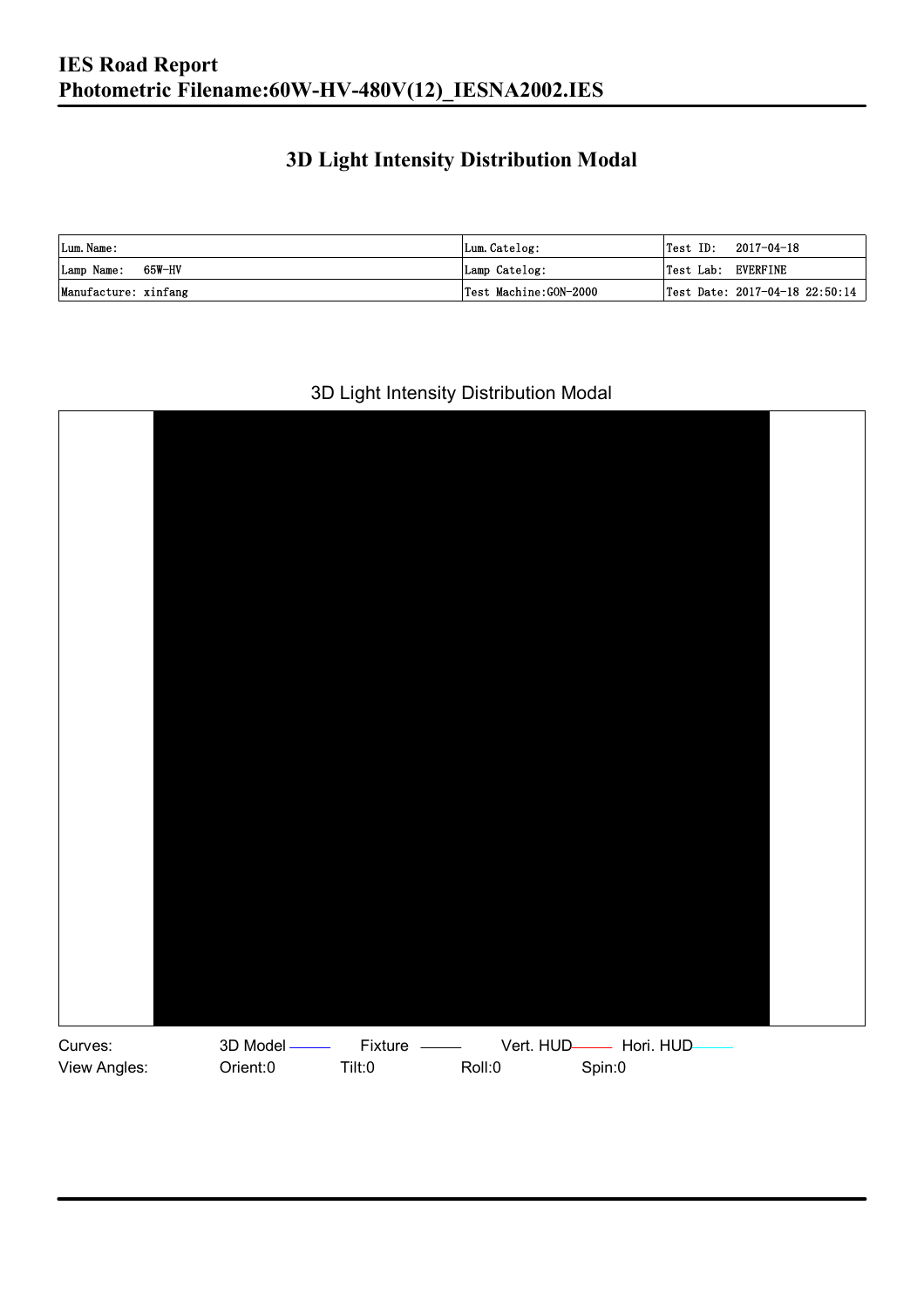# 3D Light Intensity Distribution Modal

| Lum. Name: | Lum. Catelog: | Test ID: 2017-04-18 |
| --- | --- | --- |
| Lamp Name: 65W-HV | Lamp Catelog: | Test Lab: EVERFINE |
| Manufacture: xinfang | Test Machine:GON-2000 | Test Date: 2017-04-18 22:50:14 |

3D Light Intensity Distribution Modal

Curves: 3D Model Fixture Vert. HUD Hori. HUD

View Angles: Orient:0 Tilt:0 Roll:0 Spin:0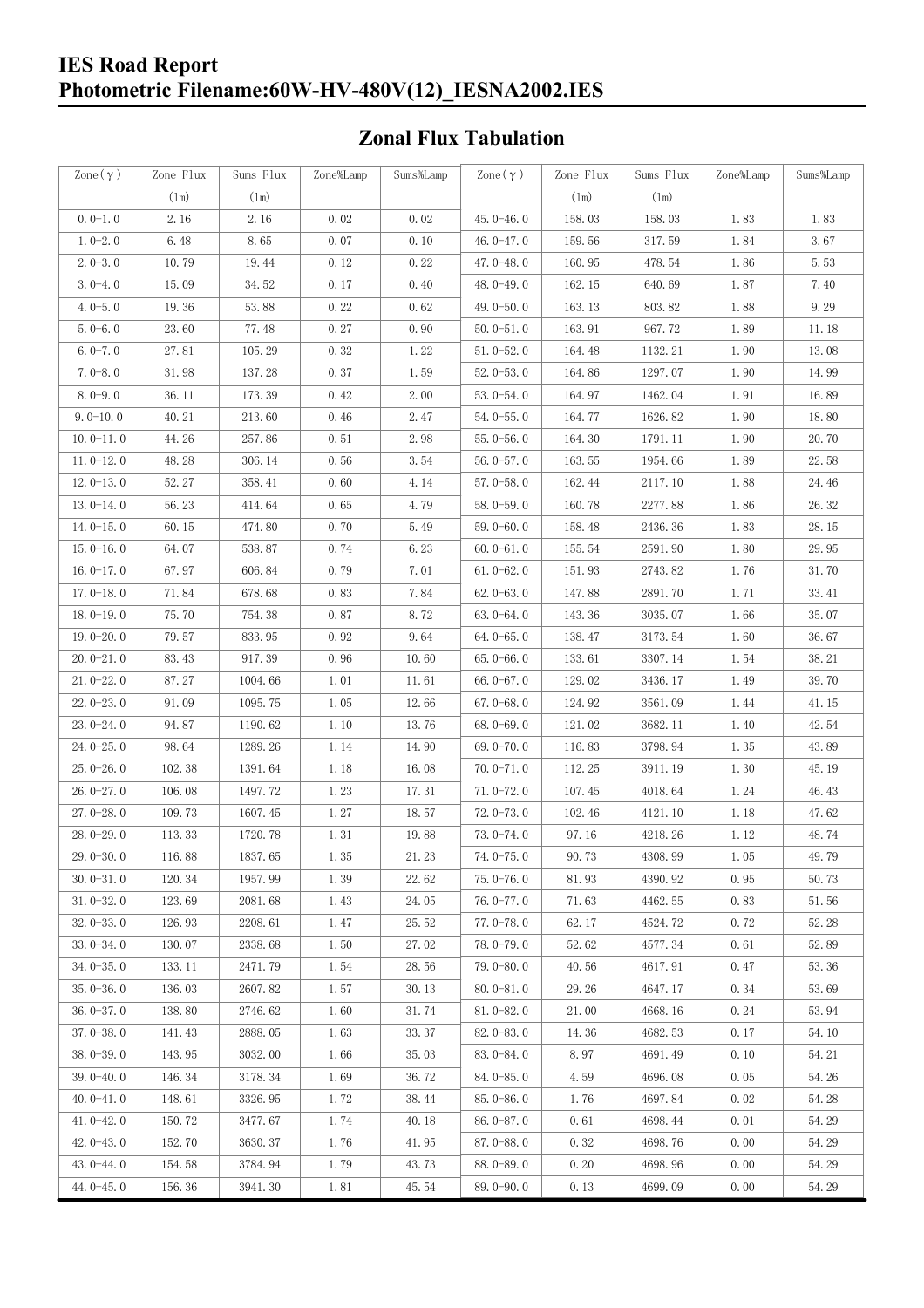# IES Road Report
# Photometric Filename:60W-HV-480V(12)_IESNA2002.IES

## Zonal Flux Tabulation

| Zone(γ) | Zone Flux (lm) | Sums Flux (lm) | Zone%Lamp | Sums%Lamp | Zone(γ) | Zone Flux (lm) | Sums Flux (lm) | Zone%Lamp | Sums%Lamp |
|---|---|---|---|---|---|---|---|---|---|
| 0.0-1.0 | 2.16 | 2.16 | 0.02 | 0.02 | 45.0-46.0 | 158.03 | 158.03 | 1.83 | 1.83 |
| 1.0-2.0 | 6.48 | 8.65 | 0.07 | 0.10 | 46.0-47.0 | 159.56 | 317.59 | 1.84 | 3.67 |
| 2.0-3.0 | 10.79 | 19.44 | 0.12 | 0.22 | 47.0-48.0 | 160.95 | 478.54 | 1.86 | 5.53 |
| 3.0-4.0 | 15.09 | 34.52 | 0.17 | 0.40 | 48.0-49.0 | 162.15 | 640.69 | 1.87 | 7.40 |
| 4.0-5.0 | 19.36 | 53.88 | 0.22 | 0.62 | 49.0-50.0 | 163.13 | 803.82 | 1.88 | 9.29 |
| 5.0-6.0 | 23.60 | 77.48 | 0.27 | 0.90 | 50.0-51.0 | 163.91 | 967.72 | 1.89 | 11.18 |
| 6.0-7.0 | 27.81 | 105.29 | 0.32 | 1.22 | 51.0-52.0 | 164.48 | 1132.21 | 1.90 | 13.08 |
| 7.0-8.0 | 31.98 | 137.28 | 0.37 | 1.59 | 52.0-53.0 | 164.86 | 1297.07 | 1.90 | 14.99 |
| 8.0-9.0 | 36.11 | 173.39 | 0.42 | 2.00 | 53.0-54.0 | 164.97 | 1462.04 | 1.91 | 16.89 |
| 9.0-10.0 | 40.21 | 213.60 | 0.46 | 2.47 | 54.0-55.0 | 164.77 | 1626.82 | 1.90 | 18.80 |
| 10.0-11.0 | 44.26 | 257.86 | 0.51 | 2.98 | 55.0-56.0 | 164.30 | 1791.11 | 1.90 | 20.70 |
| 11.0-12.0 | 48.28 | 306.14 | 0.56 | 3.54 | 56.0-57.0 | 163.55 | 1954.66 | 1.89 | 22.58 |
| 12.0-13.0 | 52.27 | 358.41 | 0.60 | 4.14 | 57.0-58.0 | 162.44 | 2117.10 | 1.88 | 24.46 |
| 13.0-14.0 | 56.23 | 414.64 | 0.65 | 4.79 | 58.0-59.0 | 160.78 | 2277.88 | 1.86 | 26.32 |
| 14.0-15.0 | 60.15 | 474.80 | 0.70 | 5.49 | 59.0-60.0 | 158.48 | 2436.36 | 1.83 | 28.15 |
| 15.0-16.0 | 64.07 | 538.87 | 0.74 | 6.23 | 60.0-61.0 | 155.54 | 2591.90 | 1.80 | 29.95 |
| 16.0-17.0 | 67.97 | 606.84 | 0.79 | 7.01 | 61.0-62.0 | 151.93 | 2743.82 | 1.76 | 31.70 |
| 17.0-18.0 | 71.84 | 678.68 | 0.83 | 7.84 | 62.0-63.0 | 147.88 | 2891.70 | 1.71 | 33.41 |
| 18.0-19.0 | 75.70 | 754.38 | 0.87 | 8.72 | 63.0-64.0 | 143.36 | 3035.07 | 1.66 | 35.07 |
| 19.0-20.0 | 79.57 | 833.95 | 0.92 | 9.64 | 64.0-65.0 | 138.47 | 3173.54 | 1.60 | 36.67 |
| 20.0-21.0 | 83.43 | 917.39 | 0.96 | 10.60 | 65.0-66.0 | 133.61 | 3307.14 | 1.54 | 38.21 |
| 21.0-22.0 | 87.27 | 1004.66 | 1.01 | 11.61 | 66.0-67.0 | 129.02 | 3436.17 | 1.49 | 39.70 |
| 22.0-23.0 | 91.09 | 1095.75 | 1.05 | 12.66 | 67.0-68.0 | 124.92 | 3561.09 | 1.44 | 41.15 |
| 23.0-24.0 | 94.87 | 1190.62 | 1.10 | 13.76 | 68.0-69.0 | 121.02 | 3682.11 | 1.40 | 42.54 |
| 24.0-25.0 | 98.64 | 1289.26 | 1.14 | 14.90 | 69.0-70.0 | 116.83 | 3798.94 | 1.35 | 43.89 |
| 25.0-26.0 | 102.38 | 1391.64 | 1.18 | 16.08 | 70.0-71.0 | 112.25 | 3911.19 | 1.30 | 45.19 |
| 26.0-27.0 | 106.08 | 1497.72 | 1.23 | 17.31 | 71.0-72.0 | 107.45 | 4018.64 | 1.24 | 46.43 |
| 27.0-28.0 | 109.73 | 1607.45 | 1.27 | 18.57 | 72.0-73.0 | 102.46 | 4121.10 | 1.18 | 47.62 |
| 28.0-29.0 | 113.33 | 1720.78 | 1.31 | 19.88 | 73.0-74.0 | 97.16 | 4218.26 | 1.12 | 48.74 |
| 29.0-30.0 | 116.88 | 1837.65 | 1.35 | 21.23 | 74.0-75.0 | 90.73 | 4308.99 | 1.05 | 49.79 |
| 30.0-31.0 | 120.34 | 1957.99 | 1.39 | 22.62 | 75.0-76.0 | 81.93 | 4390.92 | 0.95 | 50.73 |
| 31.0-32.0 | 123.69 | 2081.68 | 1.43 | 24.05 | 76.0-77.0 | 71.63 | 4462.55 | 0.83 | 51.56 |
| 32.0-33.0 | 126.93 | 2208.61 | 1.47 | 25.52 | 77.0-78.0 | 62.17 | 4524.72 | 0.72 | 52.28 |
| 33.0-34.0 | 130.07 | 2338.68 | 1.50 | 27.02 | 78.0-79.0 | 52.62 | 4577.34 | 0.61 | 52.89 |
| 34.0-35.0 | 133.11 | 2471.79 | 1.54 | 28.56 | 79.0-80.0 | 40.56 | 4617.91 | 0.47 | 53.36 |
| 35.0-36.0 | 136.03 | 2607.82 | 1.57 | 30.13 | 80.0-81.0 | 29.26 | 4647.17 | 0.34 | 53.69 |
| 36.0-37.0 | 138.80 | 2746.62 | 1.60 | 31.74 | 81.0-82.0 | 21.00 | 4668.16 | 0.24 | 53.94 |
| 37.0-38.0 | 141.43 | 2888.05 | 1.63 | 33.37 | 82.0-83.0 | 14.36 | 4682.53 | 0.17 | 54.10 |
| 38.0-39.0 | 143.95 | 3032.00 | 1.66 | 35.03 | 83.0-84.0 | 8.97 | 4691.49 | 0.10 | 54.21 |
| 39.0-40.0 | 146.34 | 3178.34 | 1.69 | 36.72 | 84.0-85.0 | 4.59 | 4696.08 | 0.05 | 54.26 |
| 40.0-41.0 | 148.61 | 3326.95 | 1.72 | 38.44 | 85.0-86.0 | 1.76 | 4697.84 | 0.02 | 54.28 |
| 41.0-42.0 | 150.72 | 3477.67 | 1.74 | 40.18 | 86.0-87.0 | 0.61 | 4698.44 | 0.01 | 54.29 |
| 42.0-43.0 | 152.70 | 3630.37 | 1.76 | 41.95 | 87.0-88.0 | 0.32 | 4698.76 | 0.00 | 54.29 |
| 43.0-44.0 | 154.58 | 3784.94 | 1.79 | 43.73 | 88.0-89.0 | 0.20 | 4698.96 | 0.00 | 54.29 |
| 44.0-45.0 | 156.36 | 3941.30 | 1.81 | 45.54 | 89.0-90.0 | 0.13 | 4699.09 | 0.00 | 54.29 |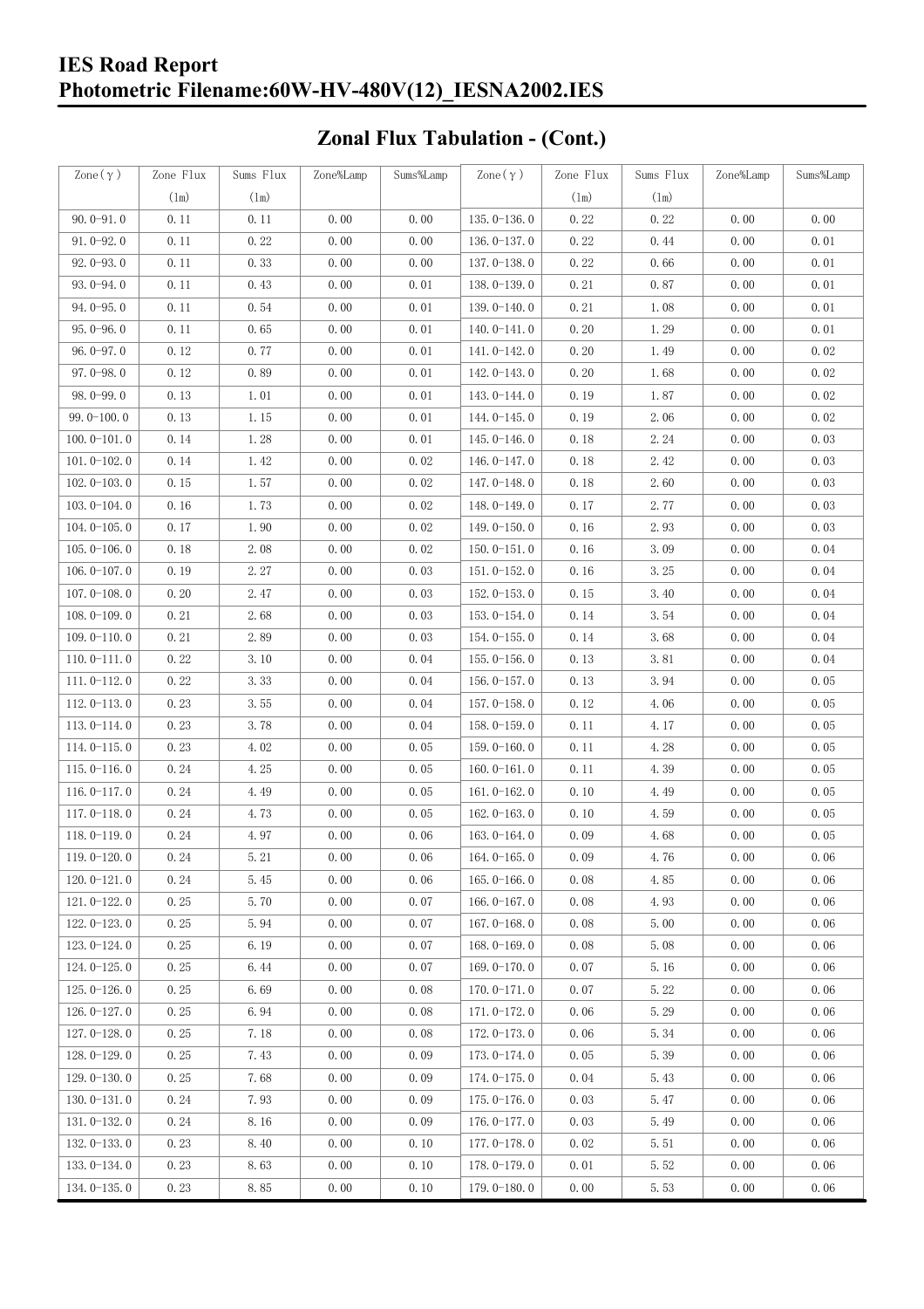# IES Road Report
## Photometric Filename:60W-HV-480V(12)_IESNA2002.IES

## Zonal Flux Tabulation - (Cont.)

| Zone(γ) | Zone Flux (lm) | Sums Flux (lm) | Zone%Lamp | Sums%Lamp | Zone(γ) | Zone Flux (lm) | Sums Flux (lm) | Zone%Lamp | Sums%Lamp |
|---|---|---|---|---|---|---|---|---|---|
| 90.0-91.0 | 0.11 | 0.11 | 0.00 | 0.00 | 135.0-136.0 | 0.22 | 0.22 | 0.00 | 0.00 |
| 91.0-92.0 | 0.11 | 0.22 | 0.00 | 0.00 | 136.0-137.0 | 0.22 | 0.44 | 0.00 | 0.01 |
| 92.0-93.0 | 0.11 | 0.33 | 0.00 | 0.00 | 137.0-138.0 | 0.22 | 0.66 | 0.00 | 0.01 |
| 93.0-94.0 | 0.11 | 0.43 | 0.00 | 0.01 | 138.0-139.0 | 0.21 | 0.87 | 0.00 | 0.01 |
| 94.0-95.0 | 0.11 | 0.54 | 0.00 | 0.01 | 139.0-140.0 | 0.21 | 1.08 | 0.00 | 0.01 |
| 95.0-96.0 | 0.11 | 0.65 | 0.00 | 0.01 | 140.0-141.0 | 0.20 | 1.29 | 0.00 | 0.01 |
| 96.0-97.0 | 0.12 | 0.77 | 0.00 | 0.01 | 141.0-142.0 | 0.20 | 1.49 | 0.00 | 0.02 |
| 97.0-98.0 | 0.12 | 0.89 | 0.00 | 0.01 | 142.0-143.0 | 0.20 | 1.68 | 0.00 | 0.02 |
| 98.0-99.0 | 0.13 | 1.01 | 0.00 | 0.01 | 143.0-144.0 | 0.19 | 1.87 | 0.00 | 0.02 |
| 99.0-100.0 | 0.13 | 1.15 | 0.00 | 0.01 | 144.0-145.0 | 0.19 | 2.06 | 0.00 | 0.02 |
| 100.0-101.0 | 0.14 | 1.28 | 0.00 | 0.01 | 145.0-146.0 | 0.18 | 2.24 | 0.00 | 0.03 |
| 101.0-102.0 | 0.14 | 1.42 | 0.00 | 0.02 | 146.0-147.0 | 0.18 | 2.42 | 0.00 | 0.03 |
| 102.0-103.0 | 0.15 | 1.57 | 0.00 | 0.02 | 147.0-148.0 | 0.18 | 2.60 | 0.00 | 0.03 |
| 103.0-104.0 | 0.16 | 1.73 | 0.00 | 0.02 | 148.0-149.0 | 0.17 | 2.77 | 0.00 | 0.03 |
| 104.0-105.0 | 0.17 | 1.90 | 0.00 | 0.02 | 149.0-150.0 | 0.16 | 2.93 | 0.00 | 0.03 |
| 105.0-106.0 | 0.18 | 2.08 | 0.00 | 0.02 | 150.0-151.0 | 0.16 | 3.09 | 0.00 | 0.04 |
| 106.0-107.0 | 0.19 | 2.27 | 0.00 | 0.03 | 151.0-152.0 | 0.16 | 3.25 | 0.00 | 0.04 |
| 107.0-108.0 | 0.20 | 2.47 | 0.00 | 0.03 | 152.0-153.0 | 0.15 | 3.40 | 0.00 | 0.04 |
| 108.0-109.0 | 0.21 | 2.68 | 0.00 | 0.03 | 153.0-154.0 | 0.14 | 3.54 | 0.00 | 0.04 |
| 109.0-110.0 | 0.21 | 2.89 | 0.00 | 0.03 | 154.0-155.0 | 0.14 | 3.68 | 0.00 | 0.04 |
| 110.0-111.0 | 0.22 | 3.10 | 0.00 | 0.04 | 155.0-156.0 | 0.13 | 3.81 | 0.00 | 0.04 |
| 111.0-112.0 | 0.22 | 3.33 | 0.00 | 0.04 | 156.0-157.0 | 0.13 | 3.94 | 0.00 | 0.05 |
| 112.0-113.0 | 0.23 | 3.55 | 0.00 | 0.04 | 157.0-158.0 | 0.12 | 4.06 | 0.00 | 0.05 |
| 113.0-114.0 | 0.23 | 3.78 | 0.00 | 0.04 | 158.0-159.0 | 0.11 | 4.17 | 0.00 | 0.05 |
| 114.0-115.0 | 0.23 | 4.02 | 0.00 | 0.05 | 159.0-160.0 | 0.11 | 4.28 | 0.00 | 0.05 |
| 115.0-116.0 | 0.24 | 4.25 | 0.00 | 0.05 | 160.0-161.0 | 0.11 | 4.39 | 0.00 | 0.05 |
| 116.0-117.0 | 0.24 | 4.49 | 0.00 | 0.05 | 161.0-162.0 | 0.10 | 4.49 | 0.00 | 0.05 |
| 117.0-118.0 | 0.24 | 4.73 | 0.00 | 0.05 | 162.0-163.0 | 0.10 | 4.59 | 0.00 | 0.05 |
| 118.0-119.0 | 0.24 | 4.97 | 0.00 | 0.06 | 163.0-164.0 | 0.09 | 4.68 | 0.00 | 0.05 |
| 119.0-120.0 | 0.24 | 5.21 | 0.00 | 0.06 | 164.0-165.0 | 0.09 | 4.76 | 0.00 | 0.06 |
| 120.0-121.0 | 0.24 | 5.45 | 0.00 | 0.06 | 165.0-166.0 | 0.08 | 4.85 | 0.00 | 0.06 |
| 121.0-122.0 | 0.25 | 5.70 | 0.00 | 0.07 | 166.0-167.0 | 0.08 | 4.93 | 0.00 | 0.06 |
| 122.0-123.0 | 0.25 | 5.94 | 0.00 | 0.07 | 167.0-168.0 | 0.08 | 5.00 | 0.00 | 0.06 |
| 123.0-124.0 | 0.25 | 6.19 | 0.00 | 0.07 | 168.0-169.0 | 0.08 | 5.08 | 0.00 | 0.06 |
| 124.0-125.0 | 0.25 | 6.44 | 0.00 | 0.07 | 169.0-170.0 | 0.07 | 5.16 | 0.00 | 0.06 |
| 125.0-126.0 | 0.25 | 6.69 | 0.00 | 0.08 | 170.0-171.0 | 0.07 | 5.22 | 0.00 | 0.06 |
| 126.0-127.0 | 0.25 | 6.94 | 0.00 | 0.08 | 171.0-172.0 | 0.06 | 5.29 | 0.00 | 0.06 |
| 127.0-128.0 | 0.25 | 7.18 | 0.00 | 0.08 | 172.0-173.0 | 0.06 | 5.34 | 0.00 | 0.06 |
| 128.0-129.0 | 0.25 | 7.43 | 0.00 | 0.09 | 173.0-174.0 | 0.05 | 5.39 | 0.00 | 0.06 |
| 129.0-130.0 | 0.25 | 7.68 | 0.00 | 0.09 | 174.0-175.0 | 0.04 | 5.43 | 0.00 | 0.06 |
| 130.0-131.0 | 0.24 | 7.93 | 0.00 | 0.09 | 175.0-176.0 | 0.03 | 5.47 | 0.00 | 0.06 |
| 131.0-132.0 | 0.24 | 8.16 | 0.00 | 0.09 | 176.0-177.0 | 0.03 | 5.49 | 0.00 | 0.06 |
| 132.0-133.0 | 0.23 | 8.40 | 0.00 | 0.10 | 177.0-178.0 | 0.02 | 5.51 | 0.00 | 0.06 |
| 133.0-134.0 | 0.23 | 8.63 | 0.00 | 0.10 | 178.0-179.0 | 0.01 | 5.52 | 0.00 | 0.06 |
| 134.0-135.0 | 0.23 | 8.85 | 0.00 | 0.10 | 179.0-180.0 | 0.00 | 5.53 | 0.00 | 0.06 |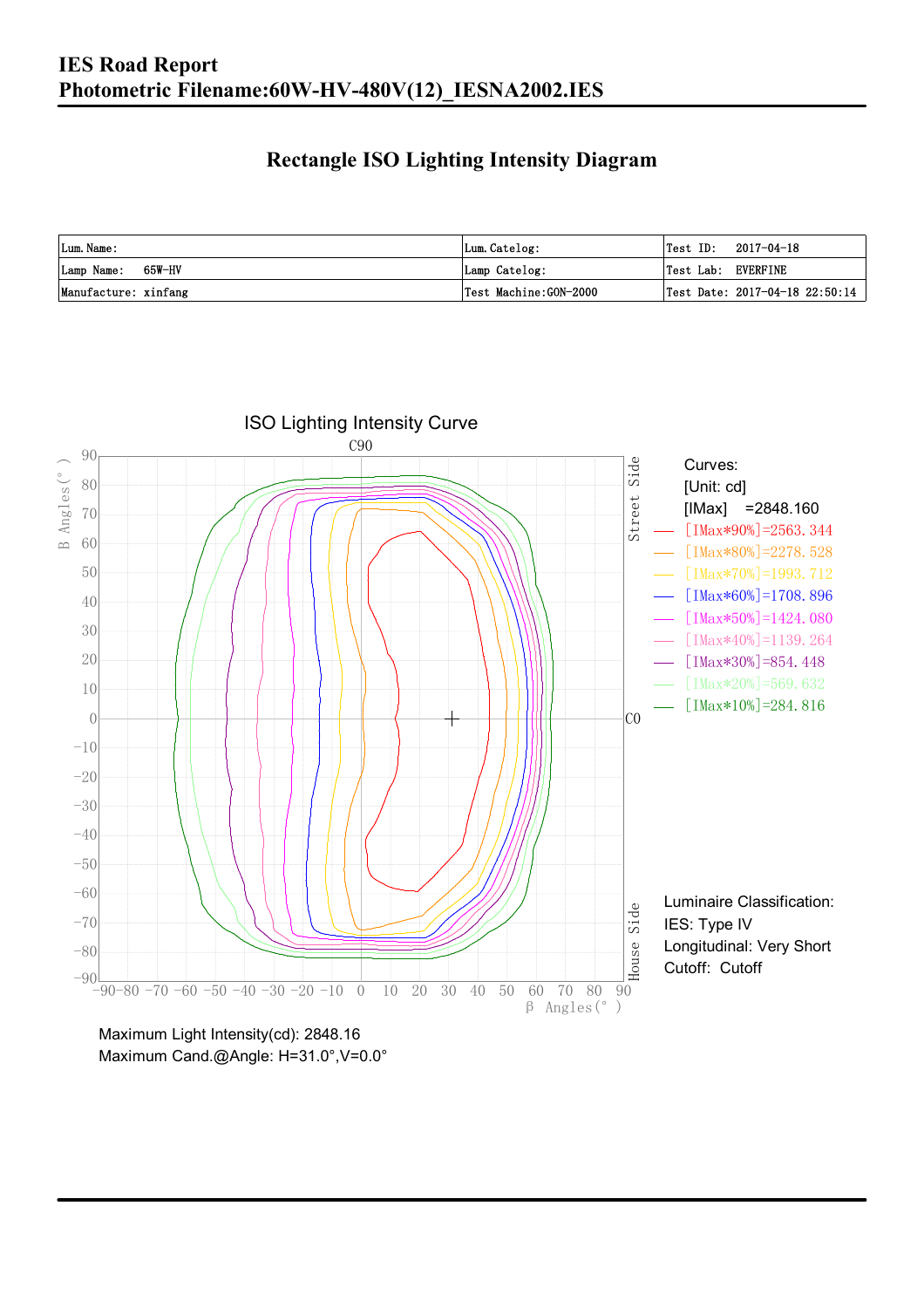# IES Road Report
# Photometric Filename:60W-HV-480V(12)_IESNA2002.IES

## Rectangle ISO Lighting Intensity Diagram

| Lum. Name: | Lum. Catelog: | Test ID: 2017-04-18 |
|---|---|---|
| Lamp Name: 65W-HV | Lamp Catelog: | Test Lab: EVERFINE |
| Manufacture: xinfang | Test Machine:GON-2000 | Test Date: 2017-04-18 22:50:14 |

ISO Lighting Intensity Curve

Curves:
[Unit: cd]
[IMax] =2848.160
[IMax*90%]=2563.344
[IMax*80%]=2278.528
[IMax*70%]=1993.712
[IMax*60%]=1708.896
[IMax*50%]=1424.080
[IMax*40%]=1139.264
[IMax*30%]=854.448
[IMax*20%]=569.632
[IMax*10%]=284.816

Luminaire Classification:
IES: Type IV
Longitudinal: Very Short
Cutoff: Cutoff

Maximum Light Intensity(cd): 2848.16
Maximum Cand.@Angle: H=31.0°,V=0.0°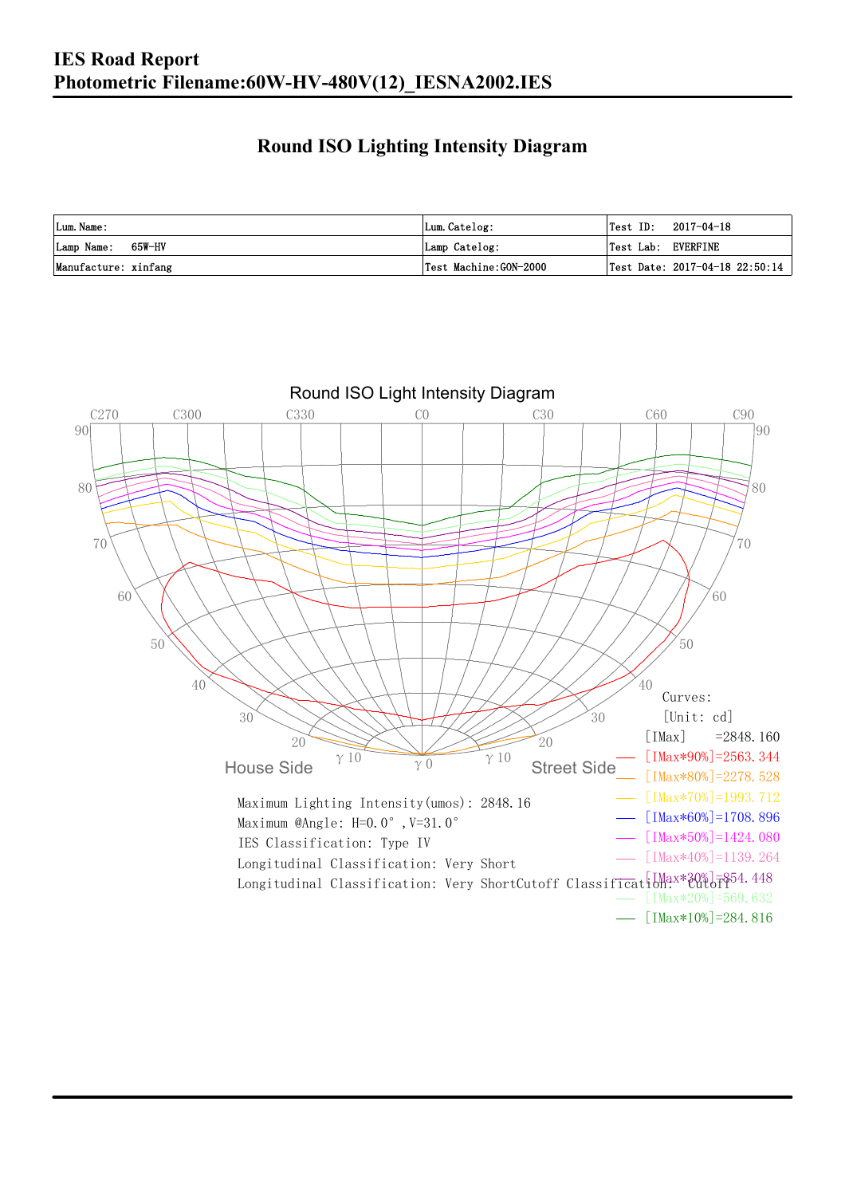# IES Road Report
## Photometric Filename:60W-HV-480V(12)_IESNA2002.IES

## Round ISO Lighting Intensity Diagram

| Lum.Name: | Lum.Catelog: | Test ID: 2017-04-18 |
|---|---|---|
| Lamp Name: 65W-HV | Lamp Catelog: | Test Lab: EVERFINE |
| Manufacture: xinfang | Test Machine:GON-2000 | Test Date: 2017-04-18 22:50:14 |

Round ISO Light Intensity Diagram

Curves:
[Unit: cd]
[IMax] =2848.160
[IMax*90%]=2563.344
[IMax*80%]=2278.528
[IMax*70%]=1993.712
[IMax*60%]=1708.896
[IMax*50%]=1424.080
[IMax*40%]=1139.264
[IMax*30%]=854.448
[IMax*20%]=569.632
[IMax*10%]=284.816

Maximum Lighting Intensity(umos): 2848.16
Maximum @Angle: H=0.0°,V=31.0°
IES Classification: Type IV
Longitudinal Classification: Very Short
Longitudinal Classification: Very ShortCutoff Classification: Cutoff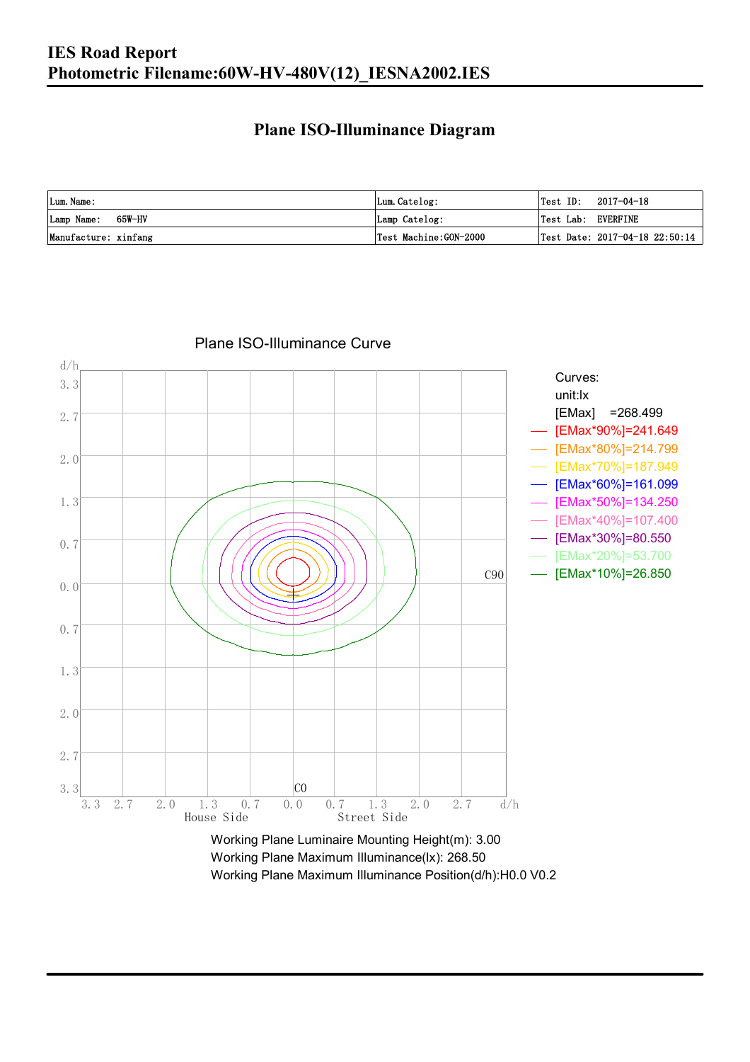# IES Road Report

## Photometric Filename:60W-HV-480V(12)_IESNA2002.IES

### Plane ISO-Illuminance Diagram

| Lum. Name: | Lum. Catelog: | Test ID: 2017-04-18 |
|---|---|---|
| Lamp Name: 65W-HV | Lamp Catelog: | Test Lab: EVERFINE |
| Manufacture: xinfang | Test Machine:GON-2000 | Test Date: 2017-04-18 22:50:14 |

Plane ISO-Illuminance Curve

Curves:
unit:lx
[EMax] =268.499
[EMax*90%]=241.649
[EMax*80%]=214.799
[EMax*70%]=187.949
[EMax*60%]=161.099
[EMax*50%]=134.250
[EMax*40%]=107.400
[EMax*30%]=80.550
[EMax*20%]=53.700
[EMax*10%]=26.850

Working Plane Luminaire Mounting Height(m): 3.00
Working Plane Maximum Illuminance(lx): 268.50
Working Plane Maximum Illuminance Position(d/h):H0.0 V0.2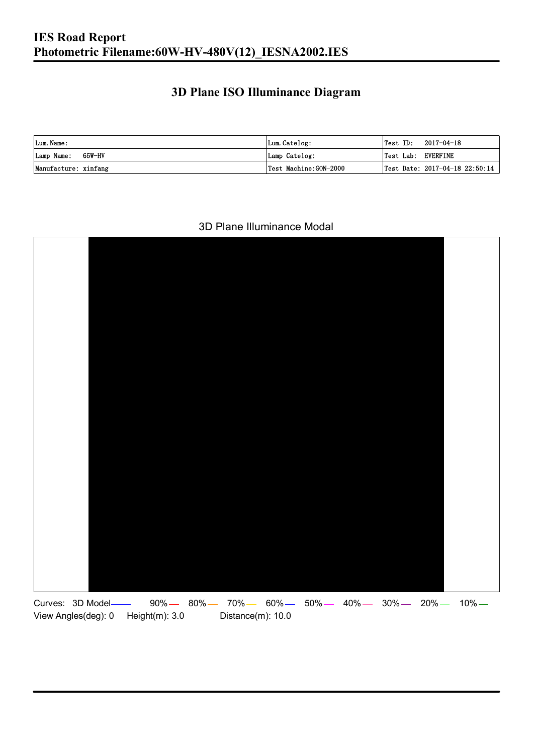# IES Road Report
# Photometric Filename:60W-HV-480V(12)_IESNA2002.IES

## 3D Plane ISO Illuminance Diagram

| Lum. Name: | Lum. Catelog: | Test ID: 2017-04-18 |
|---|---|---|
| Lamp Name: 65W-HV | Lamp Catelog: | Test Lab: EVERFINE |
| Manufacture: xinfang | Test Machine:GON-2000 | Test Date: 2017-04-18 22:50:14 |

3D Plane Illuminance Modal

Curves: 3D Model 90% 80% 70% 60% 50% 40% 30% 20% 10%

View Angles(deg): 0 Height(m): 3.0 Distance(m): 10.0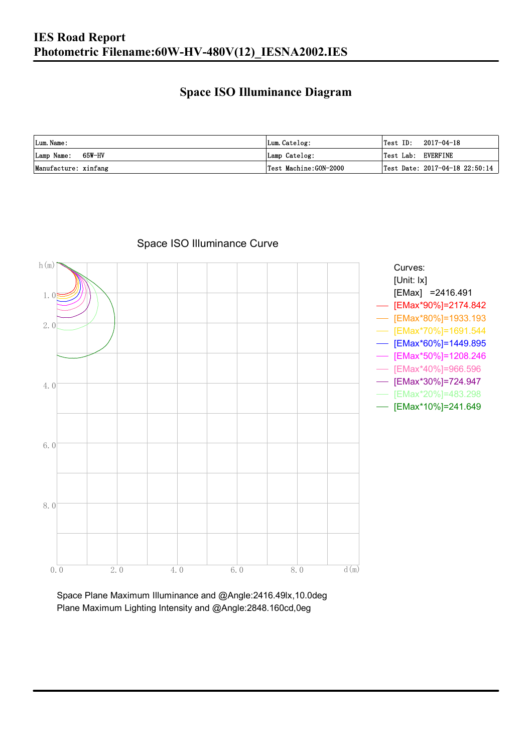# IES Road Report
## Photometric Filename:60W-HV-480V(12)_IESNA2002.IES

## Space ISO Illuminance Diagram

| Lum. Name: | Lum. Catelog: | Test ID: 2017-04-18 |
|---|---|---|
| Lamp Name: 65W-HV | Lamp Catelog: | Test Lab: EVERFINE |
| Manufacture: xinfang | Test Machine:GON-2000 | Test Date: 2017-04-18 22:50:14 |

Space ISO Illuminance Curve

h(m)

1.0
2.0
4.0
6.0
8.0

0.0 2.0 4.0 6.0 8.0 d(m)

Curves:
[Unit: lx]
[EMax] =2416.491
[EMax*90%]=2174.842
[EMax*80%]=1933.193
[EMax*70%]=1691.544
[EMax*60%]=1449.895
[EMax*50%]=1208.246
[EMax*40%]=966.596
[EMax*30%]=724.947
[EMax*20%]=483.298
[EMax*10%]=241.649

Space Plane Maximum Illuminance and @Angle:2416.49lx,10.0deg
Plane Maximum Lighting Intensity and @Angle:2848.160cd,0eg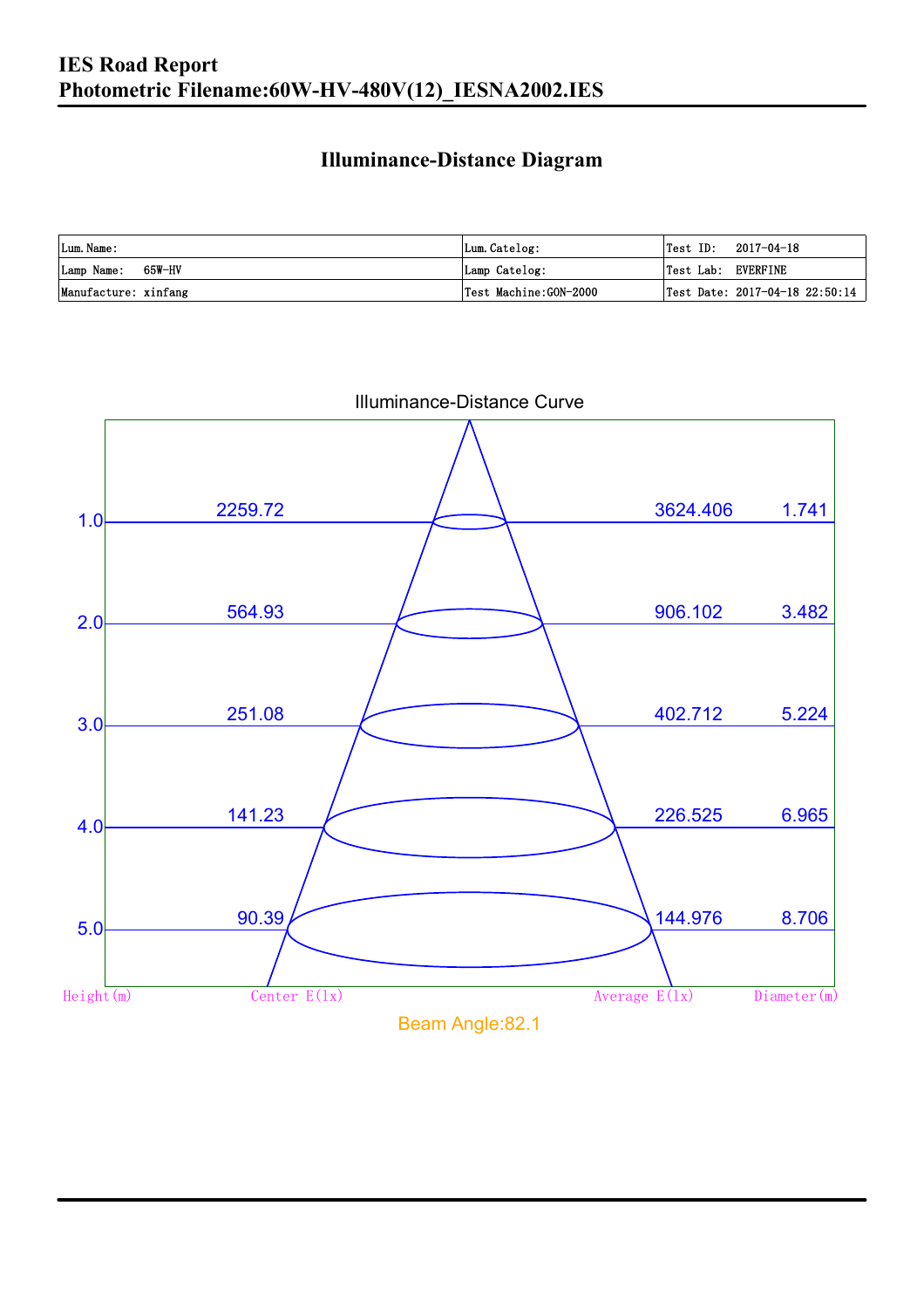# IES Road Report
**Photometric Filename:60W-HV-480V(12)_IESNA2002.IES**

## Illuminance-Distance Diagram

| Lum.Name: | Lum.Catelog: | Test ID: 2017-04-18 |
|---|---|---|
| Lamp Name: 65W-HV | Lamp Catelog: | Test Lab: EVERFINE |
| Manufacture: xinfang | Test Machine:GON-2000 | Test Date: 2017-04-18 22:50:14 |

Illuminance-Distance Curve

| Height(m) | Center E(lx) | Average E(lx) | Diameter(m) |
|---|---|---|---|
| 1.0 | 2259.72 | 3624.406 | 1.741 |
| 2.0 | 564.93 | 906.102 | 3.482 |
| 3.0 | 251.08 | 402.712 | 5.224 |
| 4.0 | 141.23 | 226.525 | 6.965 |
| 5.0 | 90.39 | 144.976 | 8.706 |

Beam Angle:82.1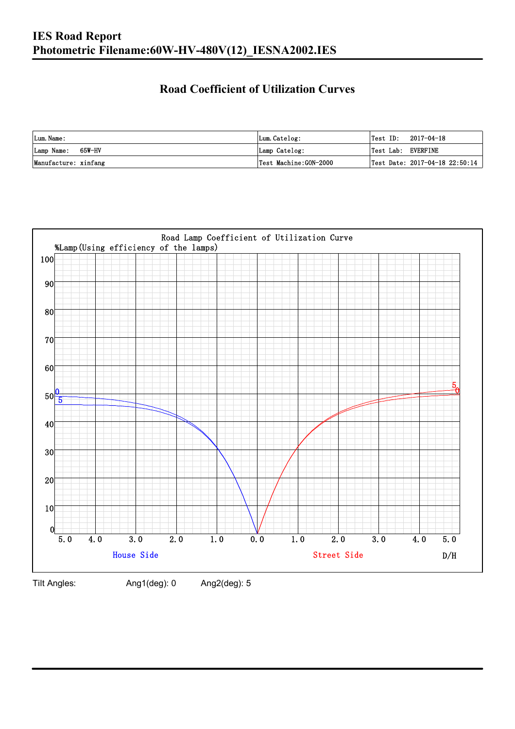# IES Road Report
# Photometric Filename:60W-HV-480V(12)_IESNA2002.IES

## Road Coefficient of Utilization Curves

| Lum. Name: | Lum. Catelog: | Test ID: 2017-04-18 |
|---|---|---|
| Lamp Name: 65W-HV | Lamp Catelog: | Test Lab: EVERFINE |
| Manufacture: xinfang | Test Machine:GON-2000 | Test Date: 2017-04-18 22:50:14 |

Road Lamp Coefficient of Utilization Curve

%Lamp(Using efficiency of the lamps)

House Side | Street Side | D/H

Tilt Angles: Ang1(deg): 0 Ang2(deg): 5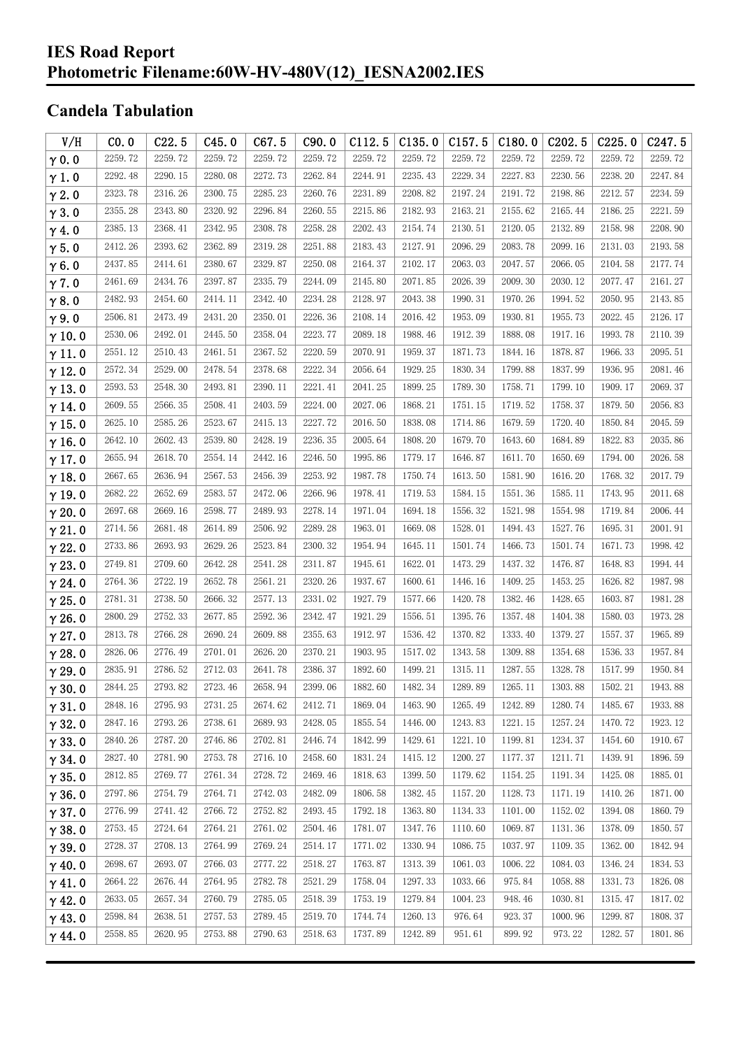# IES Road Report
# Photometric Filename:60W-HV-480V(12)_IESNA2002.IES

## Candela Tabulation

| V/H | C0.0 | C22.5 | C45.0 | C67.5 | C90.0 | C112.5 | C135.0 | C157.5 | C180.0 | C202.5 | C225.0 | C247.5 |
|---|---|---|---|---|---|---|---|---|---|---|---|---|
| γ0.0 | 2259.72 | 2259.72 | 2259.72 | 2259.72 | 2259.72 | 2259.72 | 2259.72 | 2259.72 | 2259.72 | 2259.72 | 2259.72 | 2259.72 |
| γ1.0 | 2292.48 | 2290.15 | 2280.08 | 2272.73 | 2262.84 | 2244.91 | 2235.43 | 2229.34 | 2227.83 | 2230.56 | 2238.20 | 2247.84 |
| γ2.0 | 2323.78 | 2316.26 | 2300.75 | 2285.23 | 2260.76 | 2231.89 | 2208.82 | 2197.24 | 2191.72 | 2198.86 | 2212.57 | 2234.59 |
| γ3.0 | 2355.28 | 2343.80 | 2320.92 | 2296.84 | 2260.55 | 2215.86 | 2182.93 | 2163.21 | 2155.62 | 2165.44 | 2186.25 | 2221.59 |
| γ4.0 | 2385.13 | 2368.41 | 2342.95 | 2308.78 | 2258.28 | 2202.43 | 2154.74 | 2130.51 | 2120.05 | 2132.89 | 2158.98 | 2208.90 |
| γ5.0 | 2412.26 | 2393.62 | 2362.89 | 2319.28 | 2251.88 | 2183.43 | 2127.91 | 2096.29 | 2083.78 | 2099.16 | 2131.03 | 2193.58 |
| γ6.0 | 2437.85 | 2414.61 | 2380.67 | 2329.87 | 2250.08 | 2164.37 | 2102.17 | 2063.03 | 2047.57 | 2066.05 | 2104.58 | 2177.74 |
| γ7.0 | 2461.69 | 2434.76 | 2397.87 | 2335.79 | 2244.09 | 2145.80 | 2071.85 | 2026.39 | 2009.30 | 2030.12 | 2077.47 | 2161.27 |
| γ8.0 | 2482.93 | 2454.60 | 2414.11 | 2342.40 | 2234.28 | 2128.97 | 2043.38 | 1990.31 | 1970.26 | 1994.52 | 2050.95 | 2143.85 |
| γ9.0 | 2506.81 | 2473.49 | 2431.20 | 2350.01 | 2226.36 | 2108.14 | 2016.42 | 1953.09 | 1930.81 | 1955.73 | 2022.45 | 2126.17 |
| γ10.0 | 2530.06 | 2492.01 | 2445.50 | 2358.04 | 2223.77 | 2089.18 | 1988.46 | 1912.39 | 1888.08 | 1917.16 | 1993.78 | 2110.39 |
| γ11.0 | 2551.12 | 2510.43 | 2461.51 | 2367.52 | 2220.59 | 2070.91 | 1959.37 | 1871.73 | 1844.16 | 1878.87 | 1966.33 | 2095.51 |
| γ12.0 | 2572.34 | 2529.00 | 2478.54 | 2378.68 | 2222.34 | 2056.64 | 1929.25 | 1830.34 | 1799.88 | 1837.99 | 1936.95 | 2081.46 |
| γ13.0 | 2593.53 | 2548.30 | 2493.81 | 2390.11 | 2221.41 | 2041.25 | 1899.25 | 1789.30 | 1758.71 | 1799.10 | 1909.17 | 2069.37 |
| γ14.0 | 2609.55 | 2566.35 | 2508.41 | 2403.59 | 2224.00 | 2027.06 | 1868.21 | 1751.15 | 1719.52 | 1758.37 | 1879.50 | 2056.83 |
| γ15.0 | 2625.10 | 2585.26 | 2523.67 | 2415.13 | 2227.72 | 2016.50 | 1838.08 | 1714.86 | 1679.59 | 1720.40 | 1850.84 | 2045.59 |
| γ16.0 | 2642.10 | 2602.43 | 2539.80 | 2428.19 | 2236.35 | 2005.64 | 1808.20 | 1679.70 | 1643.60 | 1684.89 | 1822.83 | 2035.86 |
| γ17.0 | 2655.94 | 2618.70 | 2554.14 | 2442.16 | 2246.50 | 1995.86 | 1779.17 | 1646.87 | 1611.70 | 1650.69 | 1794.00 | 2026.58 |
| γ18.0 | 2667.65 | 2636.94 | 2567.53 | 2456.39 | 2253.92 | 1987.78 | 1750.74 | 1613.50 | 1581.90 | 1616.20 | 1768.32 | 2017.79 |
| γ19.0 | 2682.22 | 2652.69 | 2583.57 | 2472.06 | 2266.96 | 1978.41 | 1719.53 | 1584.15 | 1551.36 | 1585.11 | 1743.95 | 2011.68 |
| γ20.0 | 2697.68 | 2669.16 | 2598.77 | 2489.93 | 2278.14 | 1971.04 | 1694.18 | 1556.32 | 1521.98 | 1554.98 | 1719.84 | 2006.44 |
| γ21.0 | 2714.56 | 2681.48 | 2614.89 | 2506.92 | 2289.28 | 1963.01 | 1669.08 | 1528.01 | 1494.43 | 1527.76 | 1695.31 | 2001.91 |
| γ22.0 | 2733.86 | 2693.93 | 2629.26 | 2523.84 | 2300.32 | 1954.94 | 1645.11 | 1501.74 | 1466.73 | 1501.74 | 1671.73 | 1998.42 |
| γ23.0 | 2749.81 | 2709.60 | 2642.28 | 2541.28 | 2311.87 | 1945.61 | 1622.01 | 1473.29 | 1437.32 | 1476.87 | 1648.83 | 1994.44 |
| γ24.0 | 2764.36 | 2722.19 | 2652.78 | 2561.21 | 2320.26 | 1937.67 | 1600.61 | 1446.16 | 1409.25 | 1453.25 | 1626.82 | 1987.98 |
| γ25.0 | 2781.31 | 2738.50 | 2666.32 | 2577.13 | 2331.02 | 1927.79 | 1577.66 | 1420.78 | 1382.46 | 1428.65 | 1603.87 | 1981.28 |
| γ26.0 | 2800.29 | 2752.33 | 2677.85 | 2592.36 | 2342.47 | 1921.29 | 1556.51 | 1395.76 | 1357.48 | 1404.38 | 1580.03 | 1973.28 |
| γ27.0 | 2813.78 | 2766.28 | 2690.24 | 2609.88 | 2355.63 | 1912.97 | 1536.42 | 1370.82 | 1333.40 | 1379.27 | 1557.37 | 1965.89 |
| γ28.0 | 2826.06 | 2776.49 | 2701.01 | 2626.20 | 2370.21 | 1903.95 | 1517.02 | 1343.58 | 1309.88 | 1354.68 | 1536.33 | 1957.84 |
| γ29.0 | 2835.91 | 2786.52 | 2712.03 | 2641.78 | 2386.37 | 1892.60 | 1499.21 | 1315.11 | 1287.55 | 1328.78 | 1517.99 | 1950.84 |
| γ30.0 | 2844.25 | 2793.82 | 2723.46 | 2658.94 | 2399.06 | 1882.60 | 1482.34 | 1289.89 | 1265.11 | 1303.88 | 1502.21 | 1943.88 |
| γ31.0 | 2848.16 | 2795.93 | 2731.25 | 2674.62 | 2412.71 | 1869.04 | 1463.90 | 1265.49 | 1242.89 | 1280.74 | 1485.67 | 1933.88 |
| γ32.0 | 2847.16 | 2793.26 | 2738.61 | 2689.93 | 2428.05 | 1855.54 | 1446.00 | 1243.83 | 1221.15 | 1257.24 | 1470.72 | 1923.12 |
| γ33.0 | 2840.26 | 2787.20 | 2746.86 | 2702.81 | 2446.74 | 1842.99 | 1429.61 | 1221.10 | 1199.81 | 1234.37 | 1454.60 | 1910.67 |
| γ34.0 | 2827.40 | 2781.90 | 2753.78 | 2716.10 | 2458.60 | 1831.24 | 1415.12 | 1200.27 | 1177.37 | 1211.71 | 1439.91 | 1896.59 |
| γ35.0 | 2812.85 | 2769.77 | 2761.34 | 2728.72 | 2469.46 | 1818.63 | 1399.50 | 1179.62 | 1154.25 | 1191.34 | 1425.08 | 1885.01 |
| γ36.0 | 2797.86 | 2754.79 | 2764.71 | 2742.03 | 2482.09 | 1806.58 | 1382.45 | 1157.20 | 1128.73 | 1171.19 | 1410.26 | 1871.00 |
| γ37.0 | 2776.99 | 2741.42 | 2766.72 | 2752.82 | 2493.45 | 1792.18 | 1363.80 | 1134.33 | 1101.00 | 1152.02 | 1394.08 | 1860.79 |
| γ38.0 | 2753.45 | 2724.64 | 2764.21 | 2761.02 | 2504.46 | 1781.07 | 1347.76 | 1110.60 | 1069.87 | 1131.36 | 1378.09 | 1850.57 |
| γ39.0 | 2728.37 | 2708.13 | 2764.99 | 2769.24 | 2514.17 | 1771.02 | 1330.94 | 1086.75 | 1037.97 | 1109.35 | 1362.00 | 1842.94 |
| γ40.0 | 2698.67 | 2693.07 | 2766.03 | 2777.22 | 2518.27 | 1763.87 | 1313.39 | 1061.03 | 1006.22 | 1084.03 | 1346.24 | 1834.53 |
| γ41.0 | 2664.22 | 2676.44 | 2764.95 | 2782.78 | 2521.29 | 1758.04 | 1297.33 | 1033.66 | 975.84 | 1058.88 | 1331.73 | 1826.08 |
| γ42.0 | 2633.05 | 2657.34 | 2760.79 | 2785.05 | 2518.39 | 1753.19 | 1279.84 | 1004.23 | 948.46 | 1030.81 | 1315.47 | 1817.02 |
| γ43.0 | 2598.84 | 2638.51 | 2757.53 | 2789.45 | 2519.70 | 1744.74 | 1260.13 | 976.64 | 923.37 | 1000.96 | 1299.87 | 1808.37 |
| γ44.0 | 2558.85 | 2620.95 | 2753.88 | 2790.63 | 2518.63 | 1737.89 | 1242.89 | 951.61 | 899.92 | 973.22 | 1282.57 | 1801.86 |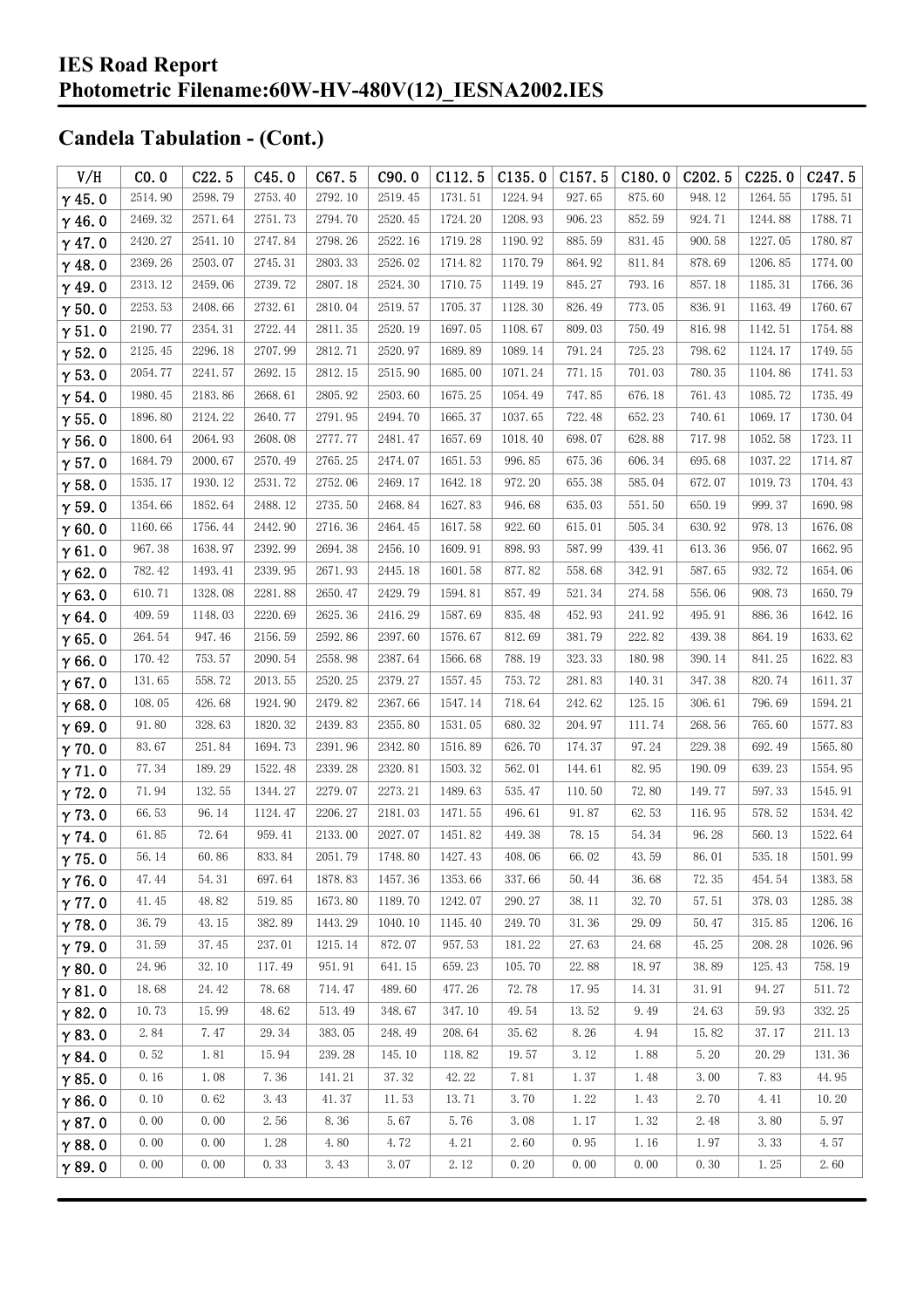# IES Road Report

# Photometric Filename:60W-HV-480V(12)_IESNA2002.IES

## Candela Tabulation - (Cont.)

| V/H | C0.0 | C22.5 | C45.0 | C67.5 | C90.0 | C112.5 | C135.0 | C157.5 | C180.0 | C202.5 | C225.0 | C247.5 |
|---|---|---|---|---|---|---|---|---|---|---|---|---|
| γ45.0 | 2514.90 | 2598.79 | 2753.40 | 2792.10 | 2519.45 | 1731.51 | 1224.94 | 927.65 | 875.60 | 948.12 | 1264.55 | 1795.51 |
| γ46.0 | 2469.32 | 2571.64 | 2751.73 | 2794.70 | 2520.45 | 1724.20 | 1208.93 | 906.23 | 852.59 | 924.71 | 1244.88 | 1788.71 |
| γ47.0 | 2420.27 | 2541.10 | 2747.84 | 2798.26 | 2522.16 | 1719.28 | 1190.92 | 885.59 | 831.45 | 900.58 | 1227.05 | 1780.87 |
| γ48.0 | 2369.26 | 2503.07 | 2745.31 | 2803.33 | 2526.02 | 1714.82 | 1170.79 | 864.92 | 811.84 | 878.69 | 1206.85 | 1774.00 |
| γ49.0 | 2313.12 | 2459.06 | 2739.72 | 2807.18 | 2524.30 | 1710.75 | 1149.19 | 845.27 | 793.16 | 857.18 | 1185.31 | 1766.36 |
| γ50.0 | 2253.53 | 2408.66 | 2732.61 | 2810.04 | 2519.57 | 1705.37 | 1128.30 | 826.49 | 773.05 | 836.91 | 1163.49 | 1760.67 |
| γ51.0 | 2190.77 | 2354.31 | 2722.44 | 2811.35 | 2520.19 | 1697.05 | 1108.67 | 809.03 | 750.49 | 816.98 | 1142.51 | 1754.88 |
| γ52.0 | 2125.45 | 2296.18 | 2707.99 | 2812.71 | 2520.97 | 1689.89 | 1089.14 | 791.24 | 725.23 | 798.62 | 1124.17 | 1749.55 |
| γ53.0 | 2054.77 | 2241.57 | 2692.15 | 2812.15 | 2515.90 | 1685.00 | 1071.24 | 771.15 | 701.03 | 780.35 | 1104.86 | 1741.53 |
| γ54.0 | 1980.45 | 2183.86 | 2668.61 | 2805.92 | 2503.60 | 1675.25 | 1054.49 | 747.85 | 676.18 | 761.43 | 1085.72 | 1735.49 |
| γ55.0 | 1896.80 | 2124.22 | 2640.77 | 2791.95 | 2494.70 | 1665.37 | 1037.65 | 722.48 | 652.23 | 740.61 | 1069.17 | 1730.04 |
| γ56.0 | 1800.64 | 2064.93 | 2608.08 | 2777.77 | 2481.47 | 1657.69 | 1018.40 | 698.07 | 628.88 | 717.98 | 1052.58 | 1723.11 |
| γ57.0 | 1684.79 | 2000.67 | 2570.49 | 2765.25 | 2474.07 | 1651.53 | 996.85 | 675.36 | 606.34 | 695.68 | 1037.22 | 1714.87 |
| γ58.0 | 1535.17 | 1930.12 | 2531.72 | 2752.06 | 2469.17 | 1642.18 | 972.20 | 655.38 | 585.04 | 672.07 | 1019.73 | 1704.43 |
| γ59.0 | 1354.66 | 1852.64 | 2488.12 | 2735.50 | 2468.84 | 1627.83 | 946.68 | 635.03 | 551.50 | 650.19 | 999.37 | 1690.98 |
| γ60.0 | 1160.66 | 1756.44 | 2442.90 | 2716.36 | 2464.45 | 1617.58 | 922.60 | 615.01 | 505.34 | 630.92 | 978.13 | 1676.08 |
| γ61.0 | 967.38 | 1638.97 | 2392.99 | 2694.38 | 2456.10 | 1609.91 | 898.93 | 587.99 | 439.41 | 613.36 | 956.07 | 1662.95 |
| γ62.0 | 782.42 | 1493.41 | 2339.95 | 2671.93 | 2445.18 | 1601.58 | 877.82 | 558.68 | 342.91 | 587.65 | 932.72 | 1654.06 |
| γ63.0 | 610.71 | 1328.08 | 2281.88 | 2650.47 | 2429.79 | 1594.81 | 857.49 | 521.34 | 274.58 | 556.06 | 908.73 | 1650.79 |
| γ64.0 | 409.59 | 1148.03 | 2220.69 | 2625.36 | 2416.29 | 1587.69 | 835.48 | 452.93 | 241.92 | 495.91 | 886.36 | 1642.16 |
| γ65.0 | 264.54 | 947.46 | 2156.59 | 2592.86 | 2397.60 | 1576.67 | 812.69 | 381.79 | 222.82 | 439.38 | 864.19 | 1633.62 |
| γ66.0 | 170.42 | 753.57 | 2090.54 | 2558.98 | 2387.64 | 1566.68 | 788.19 | 323.33 | 180.98 | 390.14 | 841.25 | 1622.83 |
| γ67.0 | 131.65 | 558.72 | 2013.55 | 2520.25 | 2379.27 | 1557.45 | 753.72 | 281.83 | 140.31 | 347.38 | 820.74 | 1611.37 |
| γ68.0 | 108.05 | 426.68 | 1924.90 | 2479.82 | 2367.66 | 1547.14 | 718.64 | 242.62 | 125.15 | 306.61 | 796.69 | 1594.21 |
| γ69.0 | 91.80 | 328.63 | 1820.32 | 2439.83 | 2355.80 | 1531.05 | 680.32 | 204.97 | 111.74 | 268.56 | 765.60 | 1577.83 |
| γ70.0 | 83.67 | 251.84 | 1694.73 | 2391.96 | 2342.80 | 1516.89 | 626.70 | 174.37 | 97.24 | 229.38 | 692.49 | 1565.80 |
| γ71.0 | 77.34 | 189.29 | 1522.48 | 2339.28 | 2320.81 | 1503.32 | 562.01 | 144.61 | 82.95 | 190.09 | 639.23 | 1554.95 |
| γ72.0 | 71.94 | 132.55 | 1344.27 | 2279.07 | 2273.21 | 1489.63 | 535.47 | 110.50 | 72.80 | 149.77 | 597.33 | 1545.91 |
| γ73.0 | 66.53 | 96.14 | 1124.47 | 2206.27 | 2181.03 | 1471.55 | 496.61 | 91.87 | 62.53 | 116.95 | 578.52 | 1534.42 |
| γ74.0 | 61.85 | 72.64 | 959.41 | 2133.00 | 2027.07 | 1451.82 | 449.38 | 78.15 | 54.34 | 96.28 | 560.13 | 1522.64 |
| γ75.0 | 56.14 | 60.86 | 833.84 | 2051.79 | 1748.80 | 1427.43 | 408.06 | 66.02 | 43.59 | 86.01 | 535.18 | 1501.99 |
| γ76.0 | 47.44 | 54.31 | 697.64 | 1878.83 | 1457.36 | 1353.66 | 337.66 | 50.44 | 36.68 | 72.35 | 454.54 | 1383.58 |
| γ77.0 | 41.45 | 48.82 | 519.85 | 1673.80 | 1189.70 | 1242.07 | 290.27 | 38.11 | 32.70 | 57.51 | 378.03 | 1285.38 |
| γ78.0 | 36.79 | 43.15 | 382.89 | 1443.29 | 1040.10 | 1145.40 | 249.70 | 31.36 | 29.09 | 50.47 | 315.85 | 1206.16 |
| γ79.0 | 31.59 | 37.45 | 237.01 | 1215.14 | 872.07 | 957.53 | 181.22 | 27.63 | 24.68 | 45.25 | 208.28 | 1026.96 |
| γ80.0 | 24.96 | 32.10 | 117.49 | 951.91 | 641.15 | 659.23 | 105.70 | 22.88 | 18.97 | 38.89 | 125.43 | 758.19 |
| γ81.0 | 18.68 | 24.42 | 78.68 | 714.47 | 489.60 | 477.26 | 72.78 | 17.95 | 14.31 | 31.91 | 94.27 | 511.72 |
| γ82.0 | 10.73 | 15.99 | 48.62 | 513.49 | 348.67 | 347.10 | 49.54 | 13.52 | 9.49 | 24.63 | 59.93 | 332.25 |
| γ83.0 | 2.84 | 7.47 | 29.34 | 383.05 | 248.49 | 208.64 | 35.62 | 8.26 | 4.94 | 15.82 | 37.17 | 211.13 |
| γ84.0 | 0.52 | 1.81 | 15.94 | 239.28 | 145.10 | 118.82 | 19.57 | 3.12 | 1.88 | 5.20 | 20.29 | 131.36 |
| γ85.0 | 0.16 | 1.08 | 7.36 | 141.21 | 37.32 | 42.22 | 7.81 | 1.37 | 1.48 | 3.00 | 7.83 | 44.95 |
| γ86.0 | 0.10 | 0.62 | 3.43 | 41.37 | 11.53 | 13.71 | 3.70 | 1.22 | 1.43 | 2.70 | 4.41 | 10.20 |
| γ87.0 | 0.00 | 0.00 | 2.56 | 8.36 | 5.67 | 5.76 | 3.08 | 1.17 | 1.32 | 2.48 | 3.80 | 5.97 |
| γ88.0 | 0.00 | 0.00 | 1.28 | 4.80 | 4.72 | 4.21 | 2.60 | 0.95 | 1.16 | 1.97 | 3.33 | 4.57 |
| γ89.0 | 0.00 | 0.00 | 0.33 | 3.43 | 3.07 | 2.12 | 0.20 | 0.00 | 0.00 | 0.30 | 1.25 | 2.60 |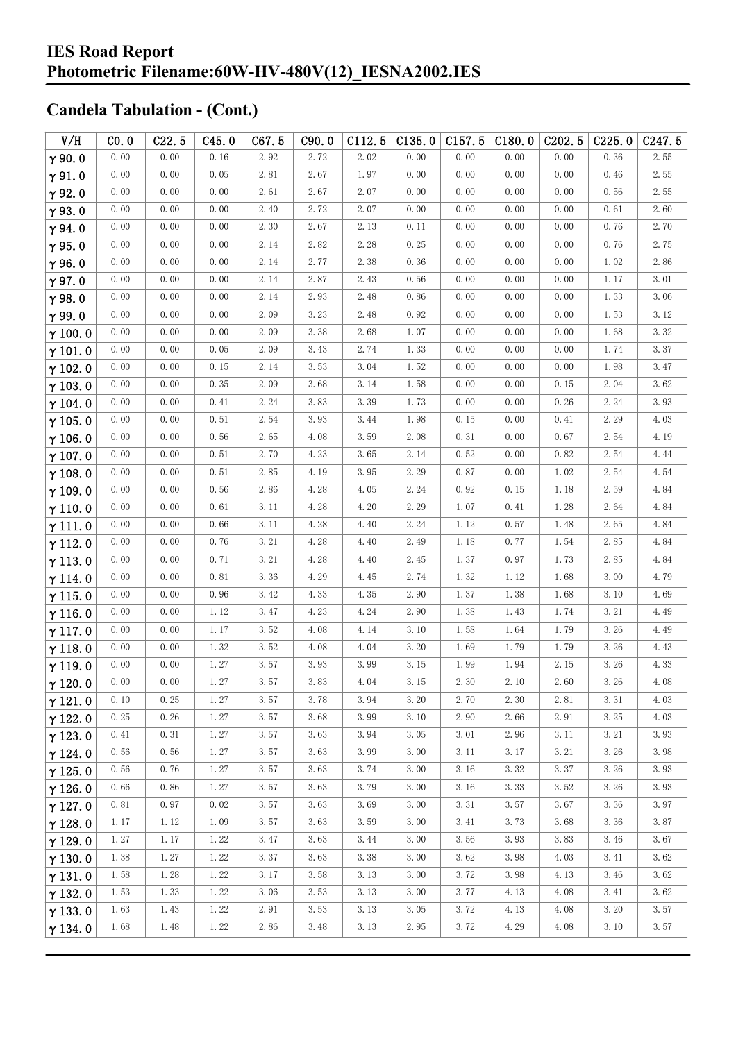# IES Road Report
## Photometric Filename:60W-HV-480V(12)_IESNA2002.IES

## Candela Tabulation - (Cont.)

| V/H | C0.0 | C22.5 | C45.0 | C67.5 | C90.0 | C112.5 | C135.0 | C157.5 | C180.0 | C202.5 | C225.0 | C247.5 |
|---|---|---|---|---|---|---|---|---|---|---|---|---|
| γ90.0 | 0.00 | 0.00 | 0.16 | 2.92 | 2.72 | 2.02 | 0.00 | 0.00 | 0.00 | 0.00 | 0.36 | 2.55 |
| γ91.0 | 0.00 | 0.00 | 0.05 | 2.81 | 2.67 | 1.97 | 0.00 | 0.00 | 0.00 | 0.00 | 0.46 | 2.55 |
| γ92.0 | 0.00 | 0.00 | 0.00 | 2.61 | 2.67 | 2.07 | 0.00 | 0.00 | 0.00 | 0.00 | 0.56 | 2.55 |
| γ93.0 | 0.00 | 0.00 | 0.00 | 2.40 | 2.72 | 2.07 | 0.00 | 0.00 | 0.00 | 0.00 | 0.61 | 2.60 |
| γ94.0 | 0.00 | 0.00 | 0.00 | 2.30 | 2.67 | 2.13 | 0.11 | 0.00 | 0.00 | 0.00 | 0.76 | 2.70 |
| γ95.0 | 0.00 | 0.00 | 0.00 | 2.14 | 2.82 | 2.28 | 0.25 | 0.00 | 0.00 | 0.00 | 0.76 | 2.75 |
| γ96.0 | 0.00 | 0.00 | 0.00 | 2.14 | 2.77 | 2.38 | 0.36 | 0.00 | 0.00 | 0.00 | 1.02 | 2.86 |
| γ97.0 | 0.00 | 0.00 | 0.00 | 2.14 | 2.87 | 2.43 | 0.56 | 0.00 | 0.00 | 0.00 | 1.17 | 3.01 |
| γ98.0 | 0.00 | 0.00 | 0.00 | 2.14 | 2.93 | 2.48 | 0.86 | 0.00 | 0.00 | 0.00 | 1.33 | 3.06 |
| γ99.0 | 0.00 | 0.00 | 0.00 | 2.09 | 3.23 | 2.48 | 0.92 | 0.00 | 0.00 | 0.00 | 1.53 | 3.12 |
| γ100.0 | 0.00 | 0.00 | 0.00 | 2.09 | 3.38 | 2.68 | 1.07 | 0.00 | 0.00 | 0.00 | 1.68 | 3.32 |
| γ101.0 | 0.00 | 0.00 | 0.05 | 2.09 | 3.43 | 2.74 | 1.33 | 0.00 | 0.00 | 0.00 | 1.74 | 3.37 |
| γ102.0 | 0.00 | 0.00 | 0.15 | 2.14 | 3.53 | 3.04 | 1.52 | 0.00 | 0.00 | 0.00 | 1.98 | 3.47 |
| γ103.0 | 0.00 | 0.00 | 0.35 | 2.09 | 3.68 | 3.14 | 1.58 | 0.00 | 0.00 | 0.15 | 2.04 | 3.62 |
| γ104.0 | 0.00 | 0.00 | 0.41 | 2.24 | 3.83 | 3.39 | 1.73 | 0.00 | 0.00 | 0.26 | 2.24 | 3.93 |
| γ105.0 | 0.00 | 0.00 | 0.51 | 2.54 | 3.93 | 3.44 | 1.98 | 0.15 | 0.00 | 0.41 | 2.29 | 4.03 |
| γ106.0 | 0.00 | 0.00 | 0.56 | 2.65 | 4.08 | 3.59 | 2.08 | 0.31 | 0.00 | 0.67 | 2.54 | 4.19 |
| γ107.0 | 0.00 | 0.00 | 0.51 | 2.70 | 4.23 | 3.65 | 2.14 | 0.52 | 0.00 | 0.82 | 2.54 | 4.44 |
| γ108.0 | 0.00 | 0.00 | 0.51 | 2.85 | 4.19 | 3.95 | 2.29 | 0.87 | 0.00 | 1.02 | 2.54 | 4.54 |
| γ109.0 | 0.00 | 0.00 | 0.56 | 2.86 | 4.28 | 4.05 | 2.24 | 0.92 | 0.15 | 1.18 | 2.59 | 4.84 |
| γ110.0 | 0.00 | 0.00 | 0.61 | 3.11 | 4.28 | 4.20 | 2.29 | 1.07 | 0.41 | 1.28 | 2.64 | 4.84 |
| γ111.0 | 0.00 | 0.00 | 0.66 | 3.11 | 4.28 | 4.40 | 2.24 | 1.12 | 0.57 | 1.48 | 2.65 | 4.84 |
| γ112.0 | 0.00 | 0.00 | 0.76 | 3.21 | 4.28 | 4.40 | 2.49 | 1.18 | 0.77 | 1.54 | 2.85 | 4.84 |
| γ113.0 | 0.00 | 0.00 | 0.71 | 3.21 | 4.28 | 4.40 | 2.45 | 1.37 | 0.97 | 1.73 | 2.85 | 4.84 |
| γ114.0 | 0.00 | 0.00 | 0.81 | 3.36 | 4.29 | 4.45 | 2.74 | 1.32 | 1.12 | 1.68 | 3.00 | 4.79 |
| γ115.0 | 0.00 | 0.00 | 0.96 | 3.42 | 4.33 | 4.35 | 2.90 | 1.37 | 1.38 | 1.68 | 3.10 | 4.69 |
| γ116.0 | 0.00 | 0.00 | 1.12 | 3.47 | 4.23 | 4.24 | 2.90 | 1.38 | 1.43 | 1.74 | 3.21 | 4.49 |
| γ117.0 | 0.00 | 0.00 | 1.17 | 3.52 | 4.08 | 4.14 | 3.10 | 1.58 | 1.64 | 1.79 | 3.26 | 4.49 |
| γ118.0 | 0.00 | 0.00 | 1.32 | 3.52 | 4.08 | 4.04 | 3.20 | 1.69 | 1.79 | 1.79 | 3.26 | 4.43 |
| γ119.0 | 0.00 | 0.00 | 1.27 | 3.57 | 3.93 | 3.99 | 3.15 | 1.99 | 1.94 | 2.15 | 3.26 | 4.33 |
| γ120.0 | 0.00 | 0.00 | 1.27 | 3.57 | 3.83 | 4.04 | 3.15 | 2.30 | 2.10 | 2.60 | 3.26 | 4.08 |
| γ121.0 | 0.10 | 0.25 | 1.27 | 3.57 | 3.78 | 3.94 | 3.20 | 2.70 | 2.30 | 2.81 | 3.31 | 4.03 |
| γ122.0 | 0.25 | 0.26 | 1.27 | 3.57 | 3.68 | 3.99 | 3.10 | 2.90 | 2.66 | 2.91 | 3.25 | 4.03 |
| γ123.0 | 0.41 | 0.31 | 1.27 | 3.57 | 3.63 | 3.94 | 3.05 | 3.01 | 2.96 | 3.11 | 3.21 | 3.93 |
| γ124.0 | 0.56 | 0.56 | 1.27 | 3.57 | 3.63 | 3.99 | 3.00 | 3.11 | 3.17 | 3.21 | 3.26 | 3.98 |
| γ125.0 | 0.56 | 0.76 | 1.27 | 3.57 | 3.63 | 3.74 | 3.00 | 3.16 | 3.32 | 3.37 | 3.26 | 3.93 |
| γ126.0 | 0.66 | 0.86 | 1.27 | 3.57 | 3.63 | 3.79 | 3.00 | 3.16 | 3.33 | 3.52 | 3.26 | 3.93 |
| γ127.0 | 0.81 | 0.97 | 0.02 | 3.57 | 3.63 | 3.69 | 3.00 | 3.31 | 3.57 | 3.67 | 3.36 | 3.97 |
| γ128.0 | 1.17 | 1.12 | 1.09 | 3.57 | 3.63 | 3.59 | 3.00 | 3.41 | 3.73 | 3.68 | 3.36 | 3.87 |
| γ129.0 | 1.27 | 1.17 | 1.22 | 3.47 | 3.63 | 3.44 | 3.00 | 3.56 | 3.93 | 3.83 | 3.46 | 3.67 |
| γ130.0 | 1.38 | 1.27 | 1.22 | 3.37 | 3.63 | 3.38 | 3.00 | 3.62 | 3.98 | 4.03 | 3.41 | 3.62 |
| γ131.0 | 1.58 | 1.28 | 1.22 | 3.17 | 3.58 | 3.13 | 3.00 | 3.72 | 3.98 | 4.13 | 3.46 | 3.62 |
| γ132.0 | 1.53 | 1.33 | 1.22 | 3.06 | 3.53 | 3.13 | 3.00 | 3.77 | 4.13 | 4.08 | 3.41 | 3.62 |
| γ133.0 | 1.63 | 1.43 | 1.22 | 2.91 | 3.53 | 3.13 | 3.05 | 3.72 | 4.13 | 4.08 | 3.20 | 3.57 |
| γ134.0 | 1.68 | 1.48 | 1.22 | 2.86 | 3.48 | 3.13 | 2.95 | 3.72 | 4.29 | 4.08 | 3.10 | 3.57 |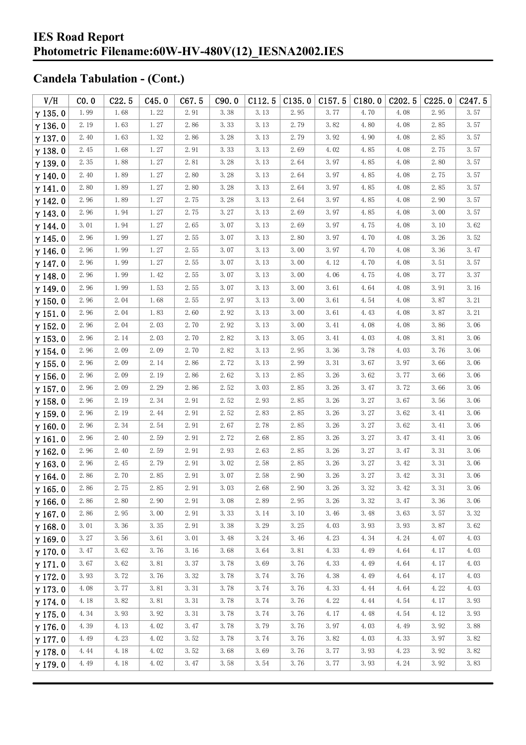# IES Road Report
# Photometric Filename:60W-HV-480V(12)_IESNA2002.IES

## Candela Tabulation - (Cont.)

| V/H | C0.0 | C22.5 | C45.0 | C67.5 | C90.0 | C112.5 | C135.0 | C157.5 | C180.0 | C202.5 | C225.0 | C247.5 |
|---|---|---|---|---|---|---|---|---|---|---|---|---|
| γ 135.0 | 1.99 | 1.68 | 1.22 | 2.91 | 3.38 | 3.13 | 2.95 | 3.77 | 4.70 | 4.08 | 2.95 | 3.57 |
| γ 136.0 | 2.19 | 1.63 | 1.27 | 2.86 | 3.33 | 3.13 | 2.79 | 3.82 | 4.80 | 4.08 | 2.85 | 3.57 |
| γ 137.0 | 2.40 | 1.63 | 1.32 | 2.86 | 3.28 | 3.13 | 2.79 | 3.92 | 4.90 | 4.08 | 2.85 | 3.57 |
| γ 138.0 | 2.45 | 1.68 | 1.27 | 2.91 | 3.33 | 3.13 | 2.69 | 4.02 | 4.85 | 4.08 | 2.75 | 3.57 |
| γ 139.0 | 2.35 | 1.88 | 1.27 | 2.81 | 3.28 | 3.13 | 2.64 | 3.97 | 4.85 | 4.08 | 2.80 | 3.57 |
| γ 140.0 | 2.40 | 1.89 | 1.27 | 2.80 | 3.28 | 3.13 | 2.64 | 3.97 | 4.85 | 4.08 | 2.75 | 3.57 |
| γ 141.0 | 2.80 | 1.89 | 1.27 | 2.80 | 3.28 | 3.13 | 2.64 | 3.97 | 4.85 | 4.08 | 2.85 | 3.57 |
| γ 142.0 | 2.96 | 1.89 | 1.27 | 2.75 | 3.28 | 3.13 | 2.64 | 3.97 | 4.85 | 4.08 | 2.90 | 3.57 |
| γ 143.0 | 2.96 | 1.94 | 1.27 | 2.75 | 3.27 | 3.13 | 2.69 | 3.97 | 4.85 | 4.08 | 3.00 | 3.57 |
| γ 144.0 | 3.01 | 1.94 | 1.27 | 2.65 | 3.07 | 3.13 | 2.69 | 3.97 | 4.75 | 4.08 | 3.10 | 3.62 |
| γ 145.0 | 2.96 | 1.99 | 1.27 | 2.55 | 3.07 | 3.13 | 2.80 | 3.97 | 4.70 | 4.08 | 3.26 | 3.52 |
| γ 146.0 | 2.96 | 1.99 | 1.27 | 2.55 | 3.07 | 3.13 | 3.00 | 3.97 | 4.70 | 4.08 | 3.36 | 3.47 |
| γ 147.0 | 2.96 | 1.99 | 1.27 | 2.55 | 3.07 | 3.13 | 3.00 | 4.12 | 4.70 | 4.08 | 3.51 | 3.57 |
| γ 148.0 | 2.96 | 1.99 | 1.42 | 2.55 | 3.07 | 3.13 | 3.00 | 4.06 | 4.75 | 4.08 | 3.77 | 3.37 |
| γ 149.0 | 2.96 | 1.99 | 1.53 | 2.55 | 3.07 | 3.13 | 3.00 | 3.61 | 4.64 | 4.08 | 3.91 | 3.16 |
| γ 150.0 | 2.96 | 2.04 | 1.68 | 2.55 | 2.97 | 3.13 | 3.00 | 3.61 | 4.54 | 4.08 | 3.87 | 3.21 |
| γ 151.0 | 2.96 | 2.04 | 1.83 | 2.60 | 2.92 | 3.13 | 3.00 | 3.61 | 4.43 | 4.08 | 3.87 | 3.21 |
| γ 152.0 | 2.96 | 2.04 | 2.03 | 2.70 | 2.92 | 3.13 | 3.00 | 3.41 | 4.08 | 4.08 | 3.86 | 3.06 |
| γ 153.0 | 2.96 | 2.14 | 2.03 | 2.70 | 2.82 | 3.13 | 3.05 | 3.41 | 4.03 | 4.08 | 3.81 | 3.06 |
| γ 154.0 | 2.96 | 2.09 | 2.09 | 2.70 | 2.82 | 3.13 | 2.95 | 3.36 | 3.78 | 4.03 | 3.76 | 3.06 |
| γ 155.0 | 2.96 | 2.09 | 2.14 | 2.86 | 2.72 | 3.13 | 2.99 | 3.31 | 3.67 | 3.97 | 3.66 | 3.06 |
| γ 156.0 | 2.96 | 2.09 | 2.19 | 2.86 | 2.62 | 3.13 | 2.85 | 3.26 | 3.62 | 3.77 | 3.66 | 3.06 |
| γ 157.0 | 2.96 | 2.09 | 2.29 | 2.86 | 2.52 | 3.03 | 2.85 | 3.26 | 3.47 | 3.72 | 3.66 | 3.06 |
| γ 158.0 | 2.96 | 2.19 | 2.34 | 2.91 | 2.52 | 2.93 | 2.85 | 3.26 | 3.27 | 3.67 | 3.56 | 3.06 |
| γ 159.0 | 2.96 | 2.19 | 2.44 | 2.91 | 2.52 | 2.83 | 2.85 | 3.26 | 3.27 | 3.62 | 3.41 | 3.06 |
| γ 160.0 | 2.96 | 2.34 | 2.54 | 2.91 | 2.67 | 2.78 | 2.85 | 3.26 | 3.27 | 3.62 | 3.41 | 3.06 |
| γ 161.0 | 2.96 | 2.40 | 2.59 | 2.91 | 2.72 | 2.68 | 2.85 | 3.26 | 3.27 | 3.47 | 3.41 | 3.06 |
| γ 162.0 | 2.96 | 2.40 | 2.59 | 2.91 | 2.93 | 2.63 | 2.85 | 3.26 | 3.27 | 3.47 | 3.31 | 3.06 |
| γ 163.0 | 2.96 | 2.45 | 2.79 | 2.91 | 3.02 | 2.58 | 2.85 | 3.26 | 3.27 | 3.42 | 3.31 | 3.06 |
| γ 164.0 | 2.86 | 2.70 | 2.85 | 2.91 | 3.07 | 2.58 | 2.90 | 3.26 | 3.27 | 3.42 | 3.31 | 3.06 |
| γ 165.0 | 2.86 | 2.75 | 2.85 | 2.91 | 3.03 | 2.68 | 2.90 | 3.26 | 3.32 | 3.42 | 3.31 | 3.06 |
| γ 166.0 | 2.86 | 2.80 | 2.90 | 2.91 | 3.08 | 2.89 | 2.95 | 3.26 | 3.32 | 3.47 | 3.36 | 3.06 |
| γ 167.0 | 2.86 | 2.95 | 3.00 | 2.91 | 3.33 | 3.14 | 3.10 | 3.46 | 3.48 | 3.63 | 3.57 | 3.32 |
| γ 168.0 | 3.01 | 3.36 | 3.35 | 2.91 | 3.38 | 3.29 | 3.25 | 4.03 | 3.93 | 3.93 | 3.87 | 3.62 |
| γ 169.0 | 3.27 | 3.56 | 3.61 | 3.01 | 3.48 | 3.24 | 3.46 | 4.23 | 4.34 | 4.24 | 4.07 | 4.03 |
| γ 170.0 | 3.47 | 3.62 | 3.76 | 3.16 | 3.68 | 3.64 | 3.81 | 4.33 | 4.49 | 4.64 | 4.17 | 4.03 |
| γ 171.0 | 3.67 | 3.62 | 3.81 | 3.37 | 3.78 | 3.69 | 3.76 | 4.33 | 4.49 | 4.64 | 4.17 | 4.03 |
| γ 172.0 | 3.93 | 3.72 | 3.76 | 3.32 | 3.78 | 3.74 | 3.76 | 4.38 | 4.49 | 4.64 | 4.17 | 4.03 |
| γ 173.0 | 4.08 | 3.77 | 3.81 | 3.31 | 3.78 | 3.74 | 3.76 | 4.33 | 4.44 | 4.64 | 4.22 | 4.03 |
| γ 174.0 | 4.18 | 3.82 | 3.81 | 3.31 | 3.78 | 3.74 | 3.76 | 4.22 | 4.44 | 4.54 | 4.17 | 3.93 |
| γ 175.0 | 4.34 | 3.93 | 3.92 | 3.31 | 3.78 | 3.74 | 3.76 | 4.17 | 4.48 | 4.54 | 4.12 | 3.93 |
| γ 176.0 | 4.39 | 4.13 | 4.02 | 3.47 | 3.78 | 3.79 | 3.76 | 3.97 | 4.03 | 4.49 | 3.92 | 3.88 |
| γ 177.0 | 4.49 | 4.23 | 4.02 | 3.52 | 3.78 | 3.74 | 3.76 | 3.82 | 4.03 | 4.33 | 3.97 | 3.82 |
| γ 178.0 | 4.44 | 4.18 | 4.02 | 3.52 | 3.68 | 3.69 | 3.76 | 3.77 | 3.93 | 4.23 | 3.92 | 3.82 |
| γ 179.0 | 4.49 | 4.18 | 4.02 | 3.47 | 3.58 | 3.54 | 3.76 | 3.77 | 3.93 | 4.24 | 3.92 | 3.83 |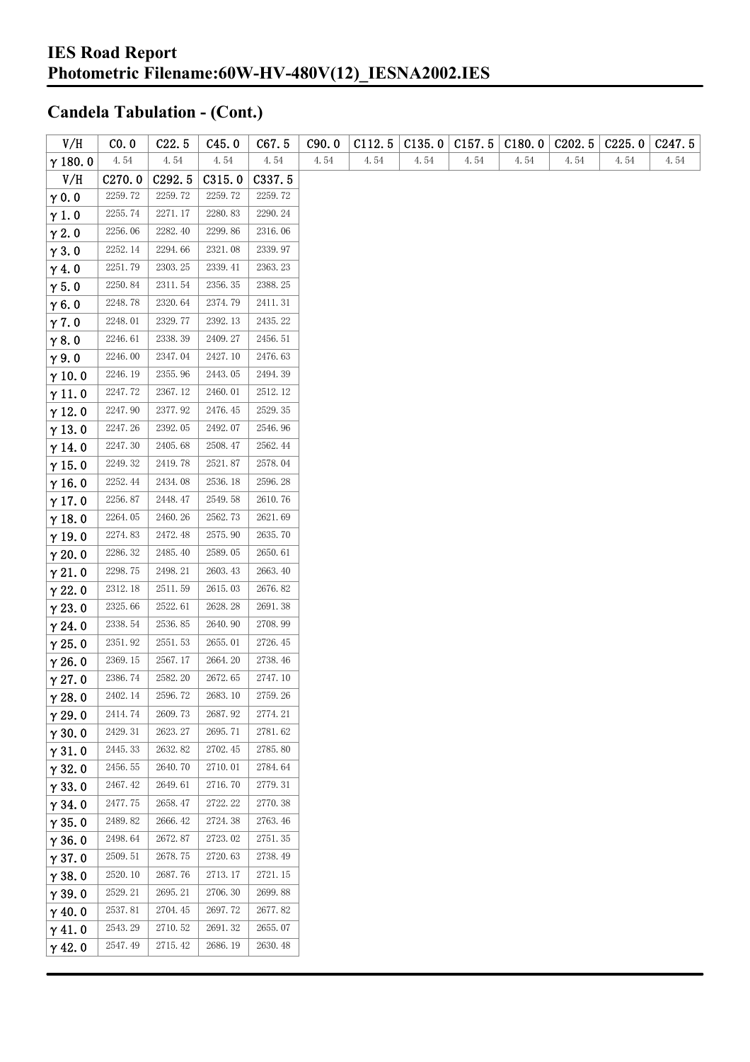## IES Road Report
## Photometric Filename:60W-HV-480V(12)_IESNA2002.IES

### Candela Tabulation - (Cont.)

| V/H | C0.0 | C22.5 | C45.0 | C67.5 | C90.0 | C112.5 | C135.0 | C157.5 | C180.0 | C202.5 | C225.0 | C247.5 |
|---|---|---|---|---|---|---|---|---|---|---|---|---|
| γ180.0 | 4.54 | 4.54 | 4.54 | 4.54 | 4.54 | 4.54 | 4.54 | 4.54 | 4.54 | 4.54 | 4.54 | 4.54 |

| V/H | C270.0 | C292.5 | C315.0 | C337.5 |
|---|---|---|---|---|
| γ0.0 | 2259.72 | 2259.72 | 2259.72 | 2259.72 |
| γ1.0 | 2255.74 | 2271.17 | 2280.83 | 2290.24 |
| γ2.0 | 2256.06 | 2282.40 | 2299.86 | 2316.06 |
| γ3.0 | 2252.14 | 2294.66 | 2321.08 | 2339.97 |
| γ4.0 | 2251.79 | 2303.25 | 2339.41 | 2363.23 |
| γ5.0 | 2250.84 | 2311.54 | 2356.35 | 2388.25 |
| γ6.0 | 2248.78 | 2320.64 | 2374.79 | 2411.31 |
| γ7.0 | 2248.01 | 2329.77 | 2392.13 | 2435.22 |
| γ8.0 | 2246.61 | 2338.39 | 2409.27 | 2456.51 |
| γ9.0 | 2246.00 | 2347.04 | 2427.10 | 2476.63 |
| γ10.0 | 2246.19 | 2355.96 | 2443.05 | 2494.39 |
| γ11.0 | 2247.72 | 2367.12 | 2460.01 | 2512.12 |
| γ12.0 | 2247.90 | 2377.92 | 2476.45 | 2529.35 |
| γ13.0 | 2247.26 | 2392.05 | 2492.07 | 2546.96 |
| γ14.0 | 2247.30 | 2405.68 | 2508.47 | 2562.44 |
| γ15.0 | 2249.32 | 2419.78 | 2521.87 | 2578.04 |
| γ16.0 | 2252.44 | 2434.08 | 2536.18 | 2596.28 |
| γ17.0 | 2256.87 | 2448.47 | 2549.58 | 2610.76 |
| γ18.0 | 2264.05 | 2460.26 | 2562.73 | 2621.69 |
| γ19.0 | 2274.83 | 2472.48 | 2575.90 | 2635.70 |
| γ20.0 | 2286.32 | 2485.40 | 2589.05 | 2650.61 |
| γ21.0 | 2298.75 | 2498.21 | 2603.43 | 2663.40 |
| γ22.0 | 2312.18 | 2511.59 | 2615.03 | 2676.82 |
| γ23.0 | 2325.66 | 2522.61 | 2628.28 | 2691.38 |
| γ24.0 | 2338.54 | 2536.85 | 2640.90 | 2708.99 |
| γ25.0 | 2351.92 | 2551.53 | 2655.01 | 2726.45 |
| γ26.0 | 2369.15 | 2567.17 | 2664.20 | 2738.46 |
| γ27.0 | 2386.74 | 2582.20 | 2672.65 | 2747.10 |
| γ28.0 | 2402.14 | 2596.72 | 2683.10 | 2759.26 |
| γ29.0 | 2414.74 | 2609.73 | 2687.92 | 2774.21 |
| γ30.0 | 2429.31 | 2623.27 | 2695.71 | 2781.62 |
| γ31.0 | 2445.33 | 2632.82 | 2702.45 | 2785.80 |
| γ32.0 | 2456.55 | 2640.70 | 2710.01 | 2784.64 |
| γ33.0 | 2467.42 | 2649.61 | 2716.70 | 2779.31 |
| γ34.0 | 2477.75 | 2658.47 | 2722.22 | 2770.38 |
| γ35.0 | 2489.82 | 2666.42 | 2724.38 | 2763.46 |
| γ36.0 | 2498.64 | 2672.87 | 2723.02 | 2751.35 |
| γ37.0 | 2509.51 | 2678.75 | 2720.63 | 2738.49 |
| γ38.0 | 2520.10 | 2687.76 | 2713.17 | 2721.15 |
| γ39.0 | 2529.21 | 2695.21 | 2706.30 | 2699.88 |
| γ40.0 | 2537.81 | 2704.45 | 2697.72 | 2677.82 |
| γ41.0 | 2543.29 | 2710.52 | 2691.32 | 2655.07 |
| γ42.0 | 2547.49 | 2715.42 | 2686.19 | 2630.48 |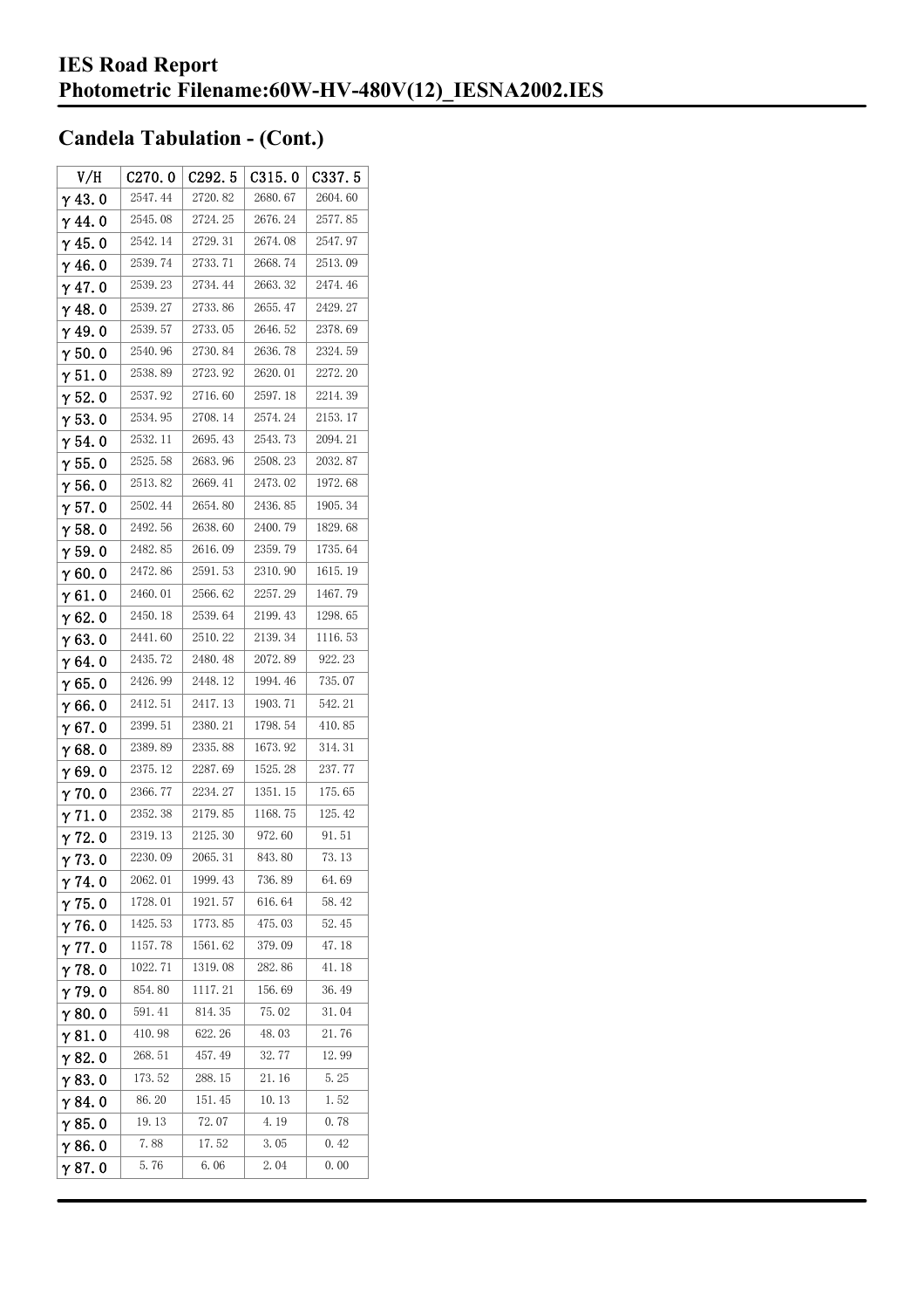# IES Road Report
# Photometric Filename:60W-HV-480V(12)_IESNA2002.IES

## Candela Tabulation - (Cont.)

| V/H | C270.0 | C292.5 | C315.0 | C337.5 |
|---|---|---|---|---|
| γ 43.0 | 2547.44 | 2720.82 | 2680.67 | 2604.60 |
| γ 44.0 | 2545.08 | 2724.25 | 2676.24 | 2577.85 |
| γ 45.0 | 2542.14 | 2729.31 | 2674.08 | 2547.97 |
| γ 46.0 | 2539.74 | 2733.71 | 2668.74 | 2513.09 |
| γ 47.0 | 2539.23 | 2734.44 | 2663.32 | 2474.46 |
| γ 48.0 | 2539.27 | 2733.86 | 2655.47 | 2429.27 |
| γ 49.0 | 2539.57 | 2733.05 | 2646.52 | 2378.69 |
| γ 50.0 | 2540.96 | 2730.84 | 2636.78 | 2324.59 |
| γ 51.0 | 2538.89 | 2723.92 | 2620.01 | 2272.20 |
| γ 52.0 | 2537.92 | 2716.60 | 2597.18 | 2214.39 |
| γ 53.0 | 2534.95 | 2708.14 | 2574.24 | 2153.17 |
| γ 54.0 | 2532.11 | 2695.43 | 2543.73 | 2094.21 |
| γ 55.0 | 2525.58 | 2683.96 | 2508.23 | 2032.87 |
| γ 56.0 | 2513.82 | 2669.41 | 2473.02 | 1972.68 |
| γ 57.0 | 2502.44 | 2654.80 | 2436.85 | 1905.34 |
| γ 58.0 | 2492.56 | 2638.60 | 2400.79 | 1829.68 |
| γ 59.0 | 2482.85 | 2616.09 | 2359.79 | 1735.64 |
| γ 60.0 | 2472.86 | 2591.53 | 2310.90 | 1615.19 |
| γ 61.0 | 2460.01 | 2566.62 | 2257.29 | 1467.79 |
| γ 62.0 | 2450.18 | 2539.64 | 2199.43 | 1298.65 |
| γ 63.0 | 2441.60 | 2510.22 | 2139.34 | 1116.53 |
| γ 64.0 | 2435.72 | 2480.48 | 2072.89 | 922.23 |
| γ 65.0 | 2426.99 | 2448.12 | 1994.46 | 735.07 |
| γ 66.0 | 2412.51 | 2417.13 | 1903.71 | 542.21 |
| γ 67.0 | 2399.51 | 2380.21 | 1798.54 | 410.85 |
| γ 68.0 | 2389.89 | 2335.88 | 1673.92 | 314.31 |
| γ 69.0 | 2375.12 | 2287.69 | 1525.28 | 237.77 |
| γ 70.0 | 2366.77 | 2234.27 | 1351.15 | 175.65 |
| γ 71.0 | 2352.38 | 2179.85 | 1168.75 | 125.42 |
| γ 72.0 | 2319.13 | 2125.30 | 972.60 | 91.51 |
| γ 73.0 | 2230.09 | 2065.31 | 843.80 | 73.13 |
| γ 74.0 | 2062.01 | 1999.43 | 736.89 | 64.69 |
| γ 75.0 | 1728.01 | 1921.57 | 616.64 | 58.42 |
| γ 76.0 | 1425.53 | 1773.85 | 475.03 | 52.45 |
| γ 77.0 | 1157.78 | 1561.62 | 379.09 | 47.18 |
| γ 78.0 | 1022.71 | 1319.08 | 282.86 | 41.18 |
| γ 79.0 | 854.80 | 1117.21 | 156.69 | 36.49 |
| γ 80.0 | 591.41 | 814.35 | 75.02 | 31.04 |
| γ 81.0 | 410.98 | 622.26 | 48.03 | 21.76 |
| γ 82.0 | 268.51 | 457.49 | 32.77 | 12.99 |
| γ 83.0 | 173.52 | 288.15 | 21.16 | 5.25 |
| γ 84.0 | 86.20 | 151.45 | 10.13 | 1.52 |
| γ 85.0 | 19.13 | 72.07 | 4.19 | 0.78 |
| γ 86.0 | 7.88 | 17.52 | 3.05 | 0.42 |
| γ 87.0 | 5.76 | 6.06 | 2.04 | 0.00 |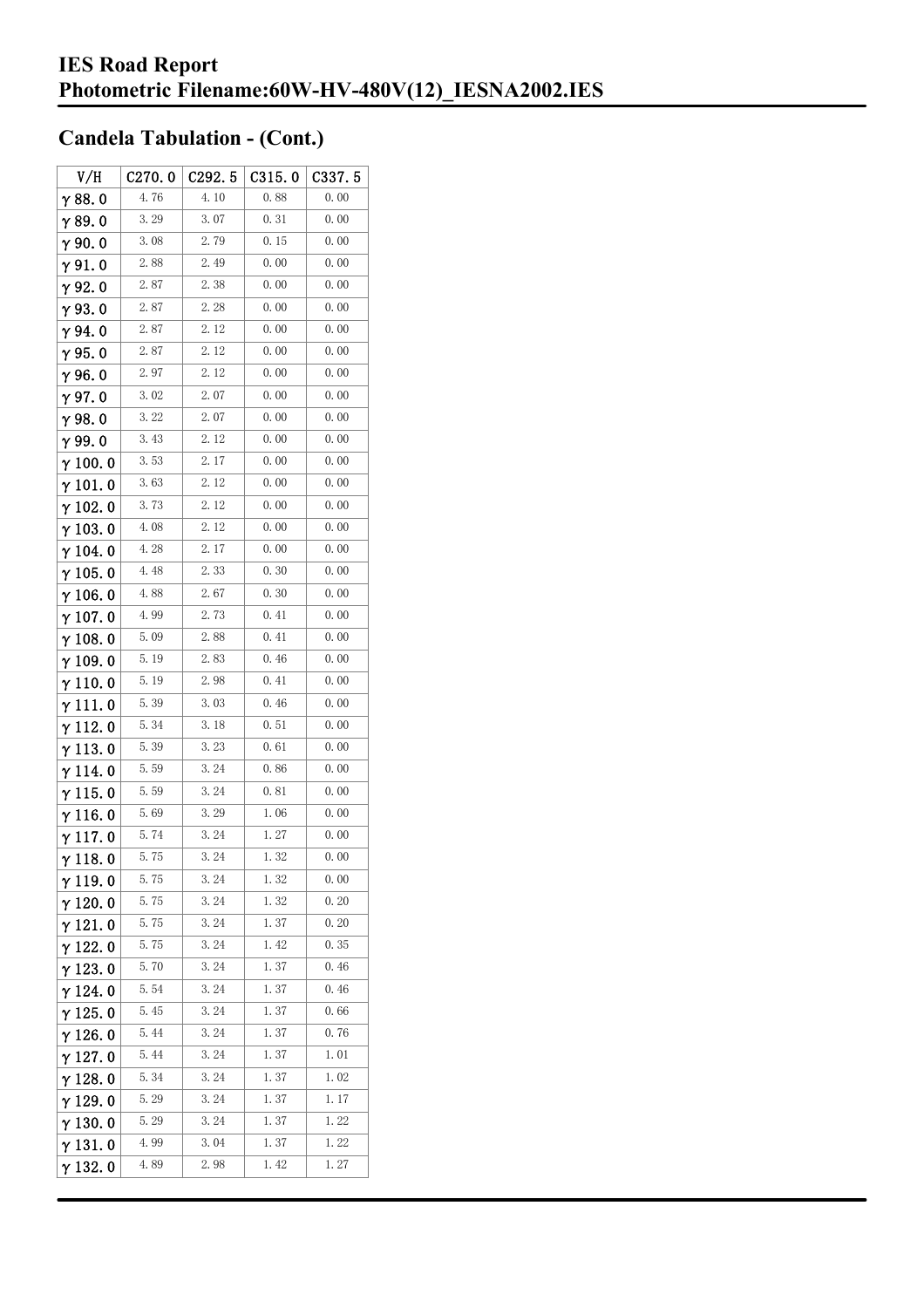# IES Road Report
# Photometric Filename:60W-HV-480V(12)_IESNA2002.IES

## Candela Tabulation - (Cont.)

| V/H | C270.0 | C292.5 | C315.0 | C337.5 |
|---|---|---|---|---|
| γ 88.0 | 4.76 | 4.10 | 0.88 | 0.00 |
| γ 89.0 | 3.29 | 3.07 | 0.31 | 0.00 |
| γ 90.0 | 3.08 | 2.79 | 0.15 | 0.00 |
| γ 91.0 | 2.88 | 2.49 | 0.00 | 0.00 |
| γ 92.0 | 2.87 | 2.38 | 0.00 | 0.00 |
| γ 93.0 | 2.87 | 2.28 | 0.00 | 0.00 |
| γ 94.0 | 2.87 | 2.12 | 0.00 | 0.00 |
| γ 95.0 | 2.87 | 2.12 | 0.00 | 0.00 |
| γ 96.0 | 2.97 | 2.12 | 0.00 | 0.00 |
| γ 97.0 | 3.02 | 2.07 | 0.00 | 0.00 |
| γ 98.0 | 3.22 | 2.07 | 0.00 | 0.00 |
| γ 99.0 | 3.43 | 2.12 | 0.00 | 0.00 |
| γ 100.0 | 3.53 | 2.17 | 0.00 | 0.00 |
| γ 101.0 | 3.63 | 2.12 | 0.00 | 0.00 |
| γ 102.0 | 3.73 | 2.12 | 0.00 | 0.00 |
| γ 103.0 | 4.08 | 2.12 | 0.00 | 0.00 |
| γ 104.0 | 4.28 | 2.17 | 0.00 | 0.00 |
| γ 105.0 | 4.48 | 2.33 | 0.30 | 0.00 |
| γ 106.0 | 4.88 | 2.67 | 0.30 | 0.00 |
| γ 107.0 | 4.99 | 2.73 | 0.41 | 0.00 |
| γ 108.0 | 5.09 | 2.88 | 0.41 | 0.00 |
| γ 109.0 | 5.19 | 2.83 | 0.46 | 0.00 |
| γ 110.0 | 5.19 | 2.98 | 0.41 | 0.00 |
| γ 111.0 | 5.39 | 3.03 | 0.46 | 0.00 |
| γ 112.0 | 5.34 | 3.18 | 0.51 | 0.00 |
| γ 113.0 | 5.39 | 3.23 | 0.61 | 0.00 |
| γ 114.0 | 5.59 | 3.24 | 0.86 | 0.00 |
| γ 115.0 | 5.59 | 3.24 | 0.81 | 0.00 |
| γ 116.0 | 5.69 | 3.29 | 1.06 | 0.00 |
| γ 117.0 | 5.74 | 3.24 | 1.27 | 0.00 |
| γ 118.0 | 5.75 | 3.24 | 1.32 | 0.00 |
| γ 119.0 | 5.75 | 3.24 | 1.32 | 0.00 |
| γ 120.0 | 5.75 | 3.24 | 1.32 | 0.20 |
| γ 121.0 | 5.75 | 3.24 | 1.37 | 0.20 |
| γ 122.0 | 5.75 | 3.24 | 1.42 | 0.35 |
| γ 123.0 | 5.70 | 3.24 | 1.37 | 0.46 |
| γ 124.0 | 5.54 | 3.24 | 1.37 | 0.46 |
| γ 125.0 | 5.45 | 3.24 | 1.37 | 0.66 |
| γ 126.0 | 5.44 | 3.24 | 1.37 | 0.76 |
| γ 127.0 | 5.44 | 3.24 | 1.37 | 1.01 |
| γ 128.0 | 5.34 | 3.24 | 1.37 | 1.02 |
| γ 129.0 | 5.29 | 3.24 | 1.37 | 1.17 |
| γ 130.0 | 5.29 | 3.24 | 1.37 | 1.22 |
| γ 131.0 | 4.99 | 3.04 | 1.37 | 1.22 |
| γ 132.0 | 4.89 | 2.98 | 1.42 | 1.27 |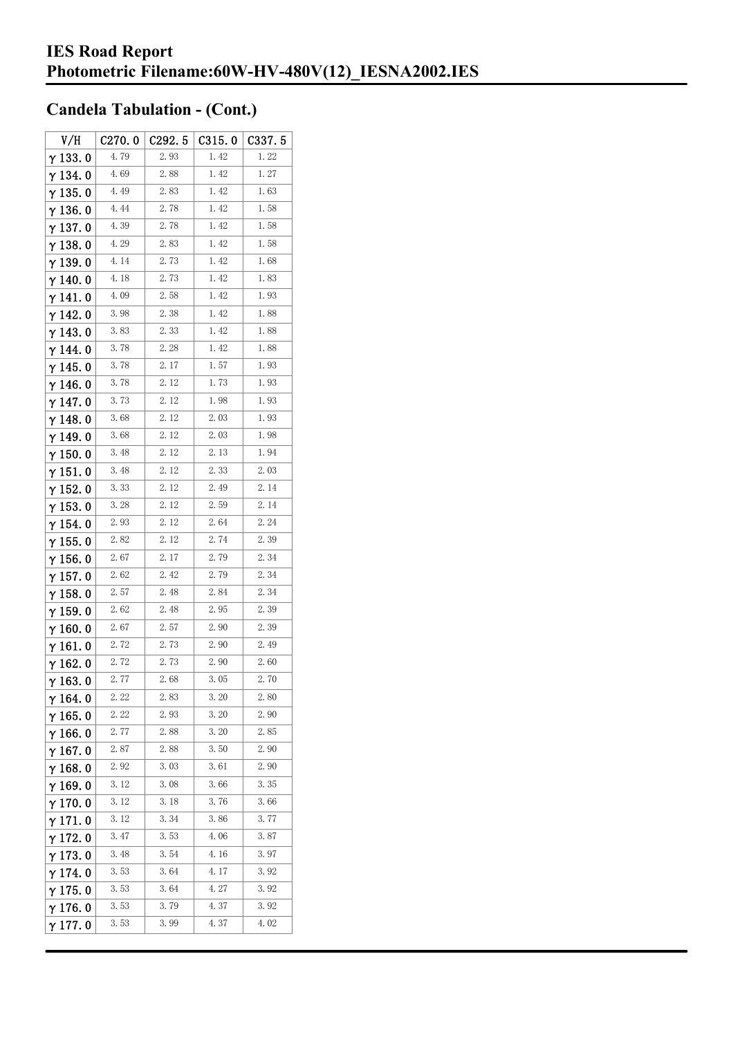# IES Road Report
# Photometric Filename:60W-HV-480V(12)_IESNA2002.IES

## Candela Tabulation - (Cont.)

| V/H | C270.0 | C292.5 | C315.0 | C337.5 |
|---|---|---|---|---|
| γ 133.0 | 4.79 | 2.93 | 1.42 | 1.22 |
| γ 134.0 | 4.69 | 2.88 | 1.42 | 1.27 |
| γ 135.0 | 4.49 | 2.83 | 1.42 | 1.63 |
| γ 136.0 | 4.44 | 2.78 | 1.42 | 1.58 |
| γ 137.0 | 4.39 | 2.78 | 1.42 | 1.58 |
| γ 138.0 | 4.29 | 2.83 | 1.42 | 1.58 |
| γ 139.0 | 4.14 | 2.73 | 1.42 | 1.68 |
| γ 140.0 | 4.18 | 2.73 | 1.42 | 1.83 |
| γ 141.0 | 4.09 | 2.58 | 1.42 | 1.93 |
| γ 142.0 | 3.98 | 2.38 | 1.42 | 1.88 |
| γ 143.0 | 3.83 | 2.33 | 1.42 | 1.88 |
| γ 144.0 | 3.78 | 2.28 | 1.42 | 1.88 |
| γ 145.0 | 3.78 | 2.17 | 1.57 | 1.93 |
| γ 146.0 | 3.78 | 2.12 | 1.73 | 1.93 |
| γ 147.0 | 3.73 | 2.12 | 1.98 | 1.93 |
| γ 148.0 | 3.68 | 2.12 | 2.03 | 1.93 |
| γ 149.0 | 3.68 | 2.12 | 2.03 | 1.98 |
| γ 150.0 | 3.48 | 2.12 | 2.13 | 1.94 |
| γ 151.0 | 3.48 | 2.12 | 2.33 | 2.03 |
| γ 152.0 | 3.33 | 2.12 | 2.49 | 2.14 |
| γ 153.0 | 3.28 | 2.12 | 2.59 | 2.14 |
| γ 154.0 | 2.93 | 2.12 | 2.64 | 2.24 |
| γ 155.0 | 2.82 | 2.12 | 2.74 | 2.39 |
| γ 156.0 | 2.67 | 2.17 | 2.79 | 2.34 |
| γ 157.0 | 2.62 | 2.42 | 2.79 | 2.34 |
| γ 158.0 | 2.57 | 2.48 | 2.84 | 2.34 |
| γ 159.0 | 2.62 | 2.48 | 2.95 | 2.39 |
| γ 160.0 | 2.67 | 2.57 | 2.90 | 2.39 |
| γ 161.0 | 2.72 | 2.73 | 2.90 | 2.49 |
| γ 162.0 | 2.72 | 2.73 | 2.90 | 2.60 |
| γ 163.0 | 2.77 | 2.68 | 3.05 | 2.70 |
| γ 164.0 | 2.22 | 2.83 | 3.20 | 2.80 |
| γ 165.0 | 2.22 | 2.93 | 3.20 | 2.90 |
| γ 166.0 | 2.77 | 2.88 | 3.20 | 2.85 |
| γ 167.0 | 2.87 | 2.88 | 3.50 | 2.90 |
| γ 168.0 | 2.92 | 3.03 | 3.61 | 2.90 |
| γ 169.0 | 3.12 | 3.08 | 3.66 | 3.35 |
| γ 170.0 | 3.12 | 3.18 | 3.76 | 3.66 |
| γ 171.0 | 3.12 | 3.34 | 3.86 | 3.77 |
| γ 172.0 | 3.47 | 3.53 | 4.06 | 3.87 |
| γ 173.0 | 3.48 | 3.54 | 4.16 | 3.97 |
| γ 174.0 | 3.53 | 3.64 | 4.17 | 3.92 |
| γ 175.0 | 3.53 | 3.64 | 4.27 | 3.92 |
| γ 176.0 | 3.53 | 3.79 | 4.37 | 3.92 |
| γ 177.0 | 3.53 | 3.99 | 4.37 | 4.02 |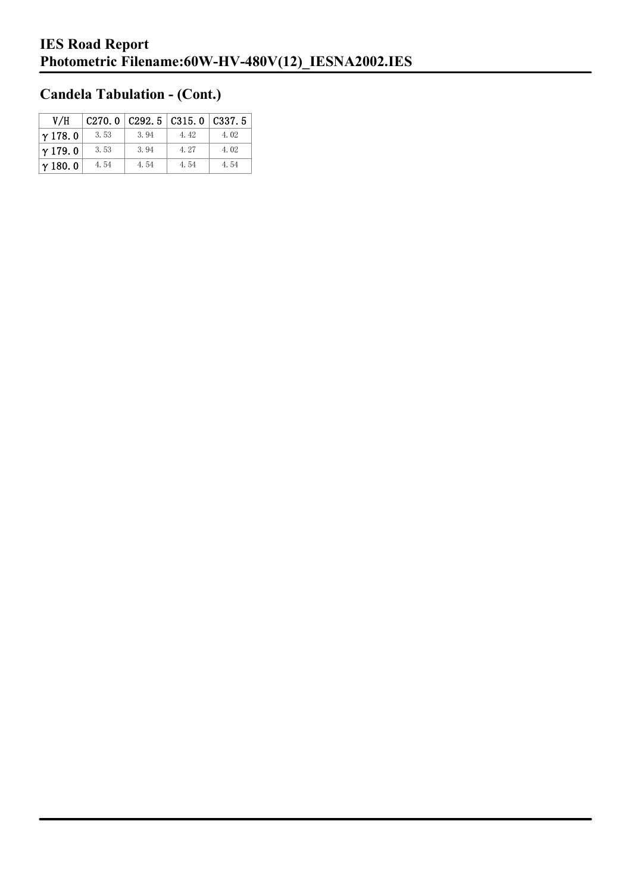## Candela Tabulation - (Cont.)

| V/H | C270.0 | C292.5 | C315.0 | C337.5 |
|---|---|---|---|---|
| γ 178.0 | 3.53 | 3.94 | 4.42 | 4.02 |
| γ 179.0 | 3.53 | 3.94 | 4.27 | 4.02 |
| γ 180.0 | 4.54 | 4.54 | 4.54 | 4.54 |